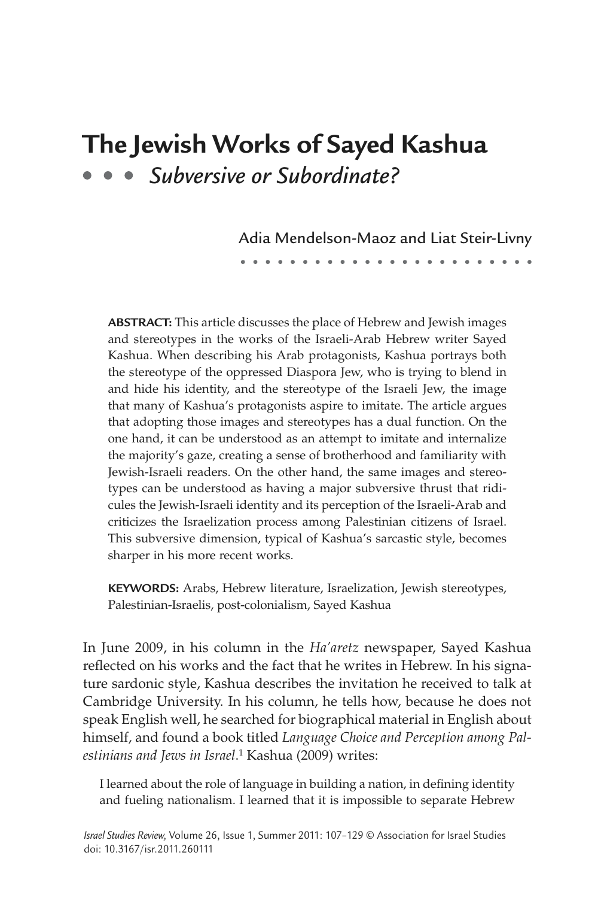# The Jewish Works of Sayed Kashua

## • • • *Subversive or Subordinate?*

Adia Mendelson-Maoz and Liat Steir-Livny

**ABSTRACT:** This article discusses the place of Hebrew and Jewish images and stereotypes in the works of the Israeli-Arab Hebrew writer Sayed Kashua. When describing his Arab protagonists, Kashua portrays both the stereotype of the oppressed Diaspora Jew, who is trying to blend in and hide his identity, and the stereotype of the Israeli Jew, the image that many of Kashua's protagonists aspire to imitate. The article argues that adopting those images and stereotypes has a dual function. On the one hand, it can be understood as an attempt to imitate and internalize the majority's gaze, creating a sense of brotherhood and familiarity with Jewish-Israeli readers. On the other hand, the same images and stereotypes can be understood as having a major subversive thrust that ridicules the Jewish-Israeli identity and its perception of the Israeli-Arab and criticizes the Israelization process among Palestinian citizens of Israel. This subversive dimension, typical of Kashua's sarcastic style, becomes sharper in his more recent works.

**KEYWORDS:** Arabs, Hebrew literature, Israelization, Jewish stereotypes, Palestinian-Israelis, post-colonialism, Sayed Kashua

In June 2009, in his column in the *Ha'aretz* newspaper, Sayed Kashua reflected on his works and the fact that he writes in Hebrew. In his signature sardonic style, Kashua describes the invitation he received to talk at Cambridge University. In his column, he tells how, because he does not speak English well, he searched for biographical material in English about himself, and found a book titled *Language Choice and Perception among Palestinians and Jews in Israel*.[1] Kashua (2009) writes:

> I learned about the role of language in building a nation, in defining identity and fueling nationalism. I learned that it is impossible to separate Hebrew

*Israel Studies Review*, Volume 26, Issue 1, Summer 2011: 107–129 © Association for Israel Studies
doi: 10.3167/isr.2011.260111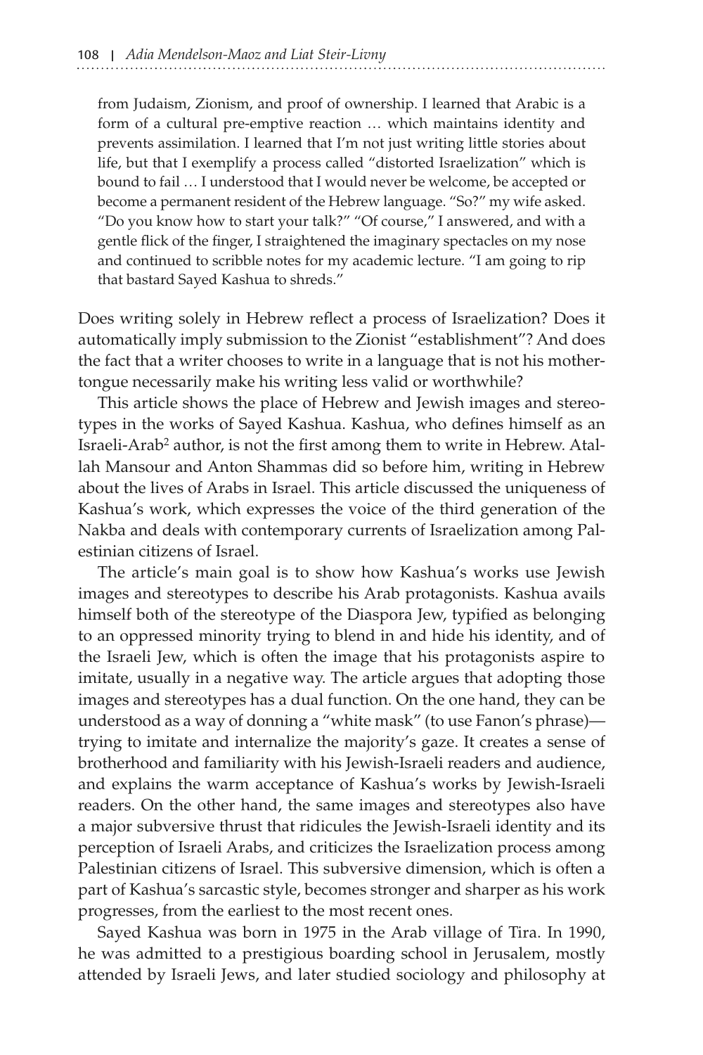> from Judaism, Zionism, and proof of ownership. I learned that Arabic is a form of a cultural pre-emptive reaction … which maintains identity and prevents assimilation. I learned that I'm not just writing little stories about life, but that I exemplify a process called "distorted Israelization" which is bound to fail … I understood that I would never be welcome, be accepted or become a permanent resident of the Hebrew language. "So?" my wife asked. "Do you know how to start your talk?" "Of course," I answered, and with a gentle flick of the finger, I straightened the imaginary spectacles on my nose and continued to scribble notes for my academic lecture. "I am going to rip that bastard Sayed Kashua to shreds."

Does writing solely in Hebrew reflect a process of Israelization? Does it automatically imply submission to the Zionist "establishment"? And does the fact that a writer chooses to write in a language that is not his mother-tongue necessarily make his writing less valid or worthwhile?

This article shows the place of Hebrew and Jewish images and stereotypes in the works of Sayed Kashua. Kashua, who defines himself as an Israeli-Arab[2] author, is not the first among them to write in Hebrew. Atallah Mansour and Anton Shammas did so before him, writing in Hebrew about the lives of Arabs in Israel. This article discussed the uniqueness of Kashua's work, which expresses the voice of the third generation of the Nakba and deals with contemporary currents of Israelization among Palestinian citizens of Israel.

The article's main goal is to show how Kashua's works use Jewish images and stereotypes to describe his Arab protagonists. Kashua avails himself both of the stereotype of the Diaspora Jew, typified as belonging to an oppressed minority trying to blend in and hide his identity, and of the Israeli Jew, which is often the image that his protagonists aspire to imitate, usually in a negative way. The article argues that adopting those images and stereotypes has a dual function. On the one hand, they can be understood as a way of donning a "white mask" (to use Fanon's phrase)—trying to imitate and internalize the majority's gaze. It creates a sense of brotherhood and familiarity with his Jewish-Israeli readers and audience, and explains the warm acceptance of Kashua's works by Jewish-Israeli readers. On the other hand, the same images and stereotypes also have a major subversive thrust that ridicules the Jewish-Israeli identity and its perception of Israeli Arabs, and criticizes the Israelization process among Palestinian citizens of Israel. This subversive dimension, which is often a part of Kashua's sarcastic style, becomes stronger and sharper as his work progresses, from the earliest to the most recent ones.

Sayed Kashua was born in 1975 in the Arab village of Tira. In 1990, he was admitted to a prestigious boarding school in Jerusalem, mostly attended by Israeli Jews, and later studied sociology and philosophy at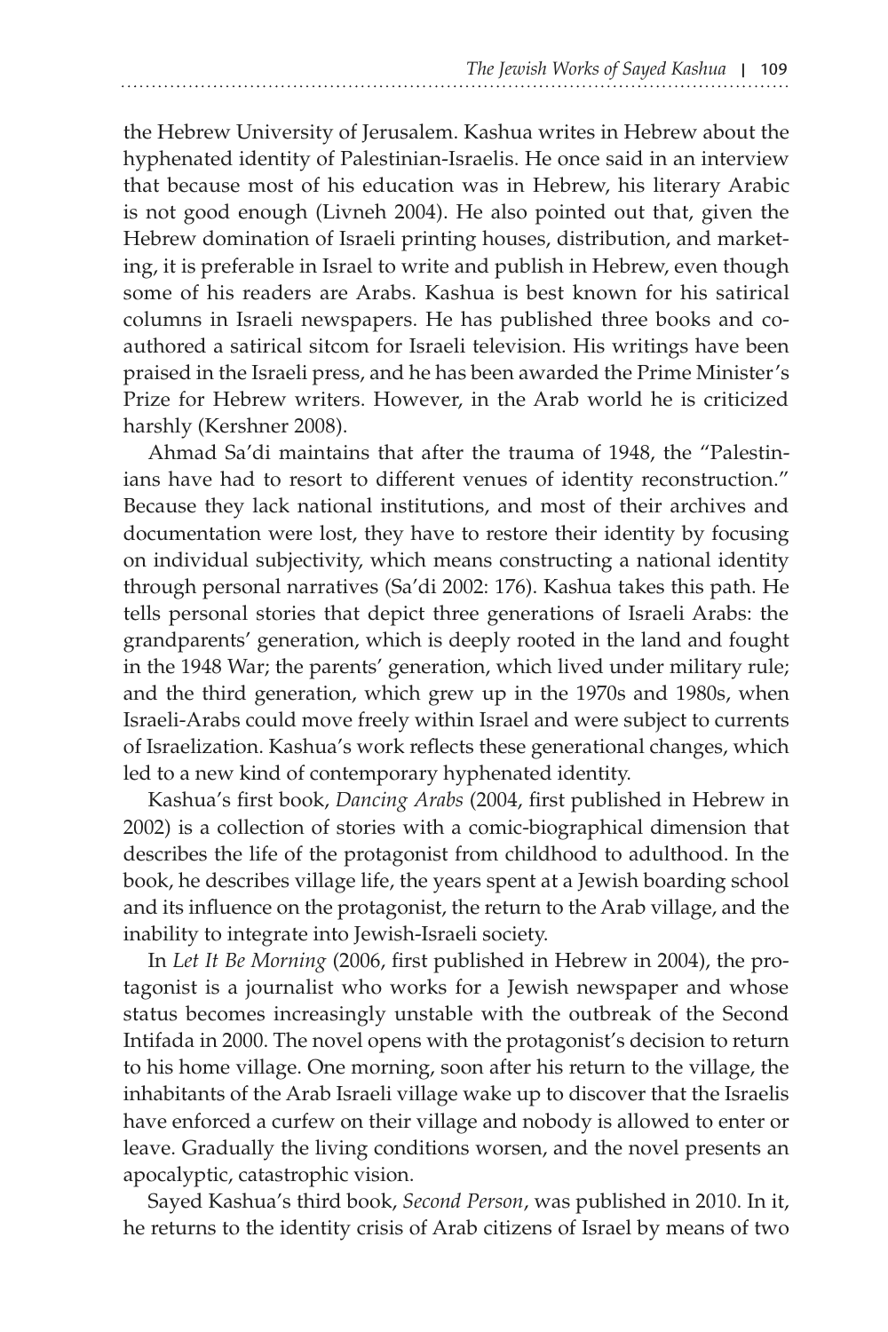the Hebrew University of Jerusalem. Kashua writes in Hebrew about the hyphenated identity of Palestinian-Israelis. He once said in an interview that because most of his education was in Hebrew, his literary Arabic is not good enough (Livneh 2004). He also pointed out that, given the Hebrew domination of Israeli printing houses, distribution, and marketing, it is preferable in Israel to write and publish in Hebrew, even though some of his readers are Arabs. Kashua is best known for his satirical columns in Israeli newspapers. He has published three books and co-authored a satirical sitcom for Israeli television. His writings have been praised in the Israeli press, and he has been awarded the Prime Minister's Prize for Hebrew writers. However, in the Arab world he is criticized harshly (Kershner 2008).

Ahmad Sa'di maintains that after the trauma of 1948, the "Palestinians have had to resort to different venues of identity reconstruction." Because they lack national institutions, and most of their archives and documentation were lost, they have to restore their identity by focusing on individual subjectivity, which means constructing a national identity through personal narratives (Sa'di 2002: 176). Kashua takes this path. He tells personal stories that depict three generations of Israeli Arabs: the grandparents' generation, which is deeply rooted in the land and fought in the 1948 War; the parents' generation, which lived under military rule; and the third generation, which grew up in the 1970s and 1980s, when Israeli-Arabs could move freely within Israel and were subject to currents of Israelization. Kashua's work reflects these generational changes, which led to a new kind of contemporary hyphenated identity.

Kashua's first book, *Dancing Arabs* (2004, first published in Hebrew in 2002) is a collection of stories with a comic-biographical dimension that describes the life of the protagonist from childhood to adulthood. In the book, he describes village life, the years spent at a Jewish boarding school and its influence on the protagonist, the return to the Arab village, and the inability to integrate into Jewish-Israeli society.

In *Let It Be Morning* (2006, first published in Hebrew in 2004), the protagonist is a journalist who works for a Jewish newspaper and whose status becomes increasingly unstable with the outbreak of the Second Intifada in 2000. The novel opens with the protagonist's decision to return to his home village. One morning, soon after his return to the village, the inhabitants of the Arab Israeli village wake up to discover that the Israelis have enforced a curfew on their village and nobody is allowed to enter or leave. Gradually the living conditions worsen, and the novel presents an apocalyptic, catastrophic vision.

Sayed Kashua's third book, *Second Person*, was published in 2010. In it, he returns to the identity crisis of Arab citizens of Israel by means of two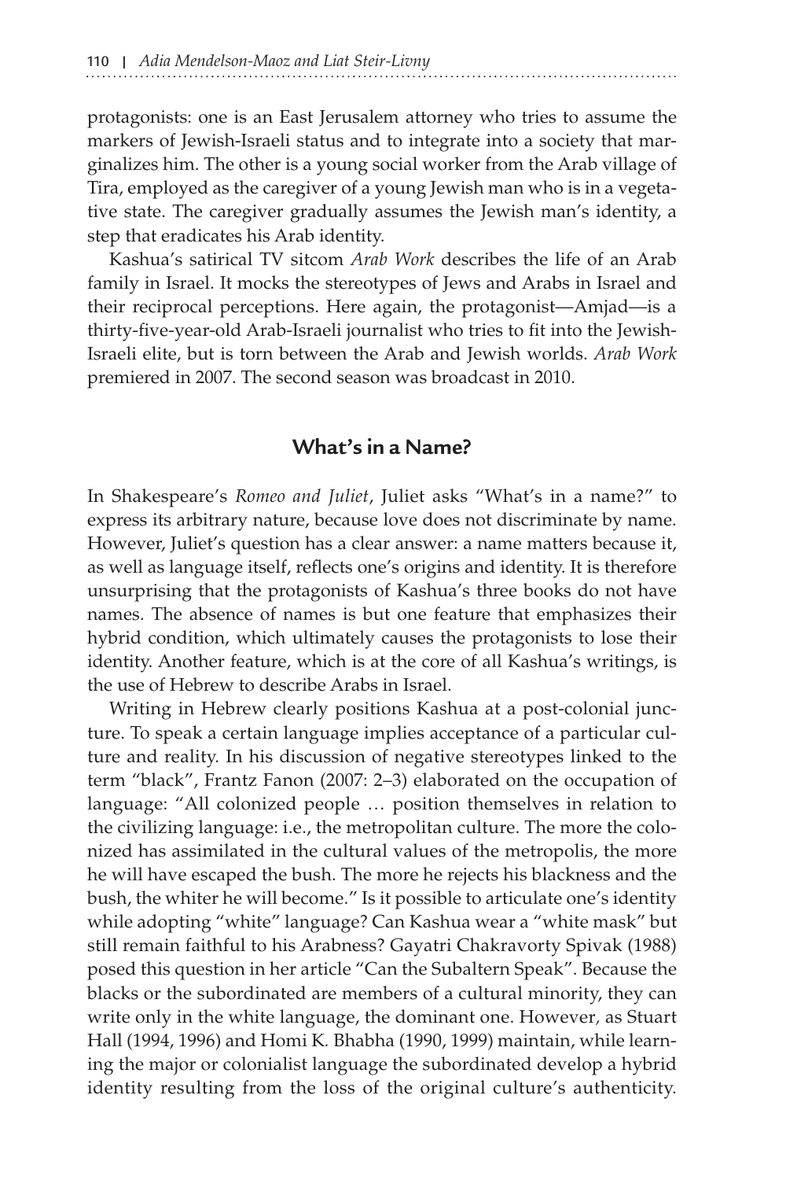protagonists: one is an East Jerusalem attorney who tries to assume the markers of Jewish-Israeli status and to integrate into a society that marginalizes him. The other is a young social worker from the Arab village of Tira, employed as the caregiver of a young Jewish man who is in a vegetative state. The caregiver gradually assumes the Jewish man's identity, a step that eradicates his Arab identity.

Kashua's satirical TV sitcom *Arab Work* describes the life of an Arab family in Israel. It mocks the stereotypes of Jews and Arabs in Israel and their reciprocal perceptions. Here again, the protagonist—Amjad—is a thirty-five-year-old Arab-Israeli journalist who tries to fit into the Jewish-Israeli elite, but is torn between the Arab and Jewish worlds. *Arab Work* premiered in 2007. The second season was broadcast in 2010.

## What's in a Name?

In Shakespeare's *Romeo and Juliet*, Juliet asks "What's in a name?" to express its arbitrary nature, because love does not discriminate by name. However, Juliet's question has a clear answer: a name matters because it, as well as language itself, reflects one's origins and identity. It is therefore unsurprising that the protagonists of Kashua's three books do not have names. The absence of names is but one feature that emphasizes their hybrid condition, which ultimately causes the protagonists to lose their identity. Another feature, which is at the core of all Kashua's writings, is the use of Hebrew to describe Arabs in Israel.

Writing in Hebrew clearly positions Kashua at a post-colonial juncture. To speak a certain language implies acceptance of a particular culture and reality. In his discussion of negative stereotypes linked to the term "black", Frantz Fanon (2007: 2–3) elaborated on the occupation of language: "All colonized people … position themselves in relation to the civilizing language: i.e., the metropolitan culture. The more the colonized has assimilated in the cultural values of the metropolis, the more he will have escaped the bush. The more he rejects his blackness and the bush, the whiter he will become." Is it possible to articulate one's identity while adopting "white" language? Can Kashua wear a "white mask" but still remain faithful to his Arabness? Gayatri Chakravorty Spivak (1988) posed this question in her article "Can the Subaltern Speak". Because the blacks or the subordinated are members of a cultural minority, they can write only in the white language, the dominant one. However, as Stuart Hall (1994, 1996) and Homi K. Bhabha (1990, 1999) maintain, while learning the major or colonialist language the subordinated develop a hybrid identity resulting from the loss of the original culture's authenticity.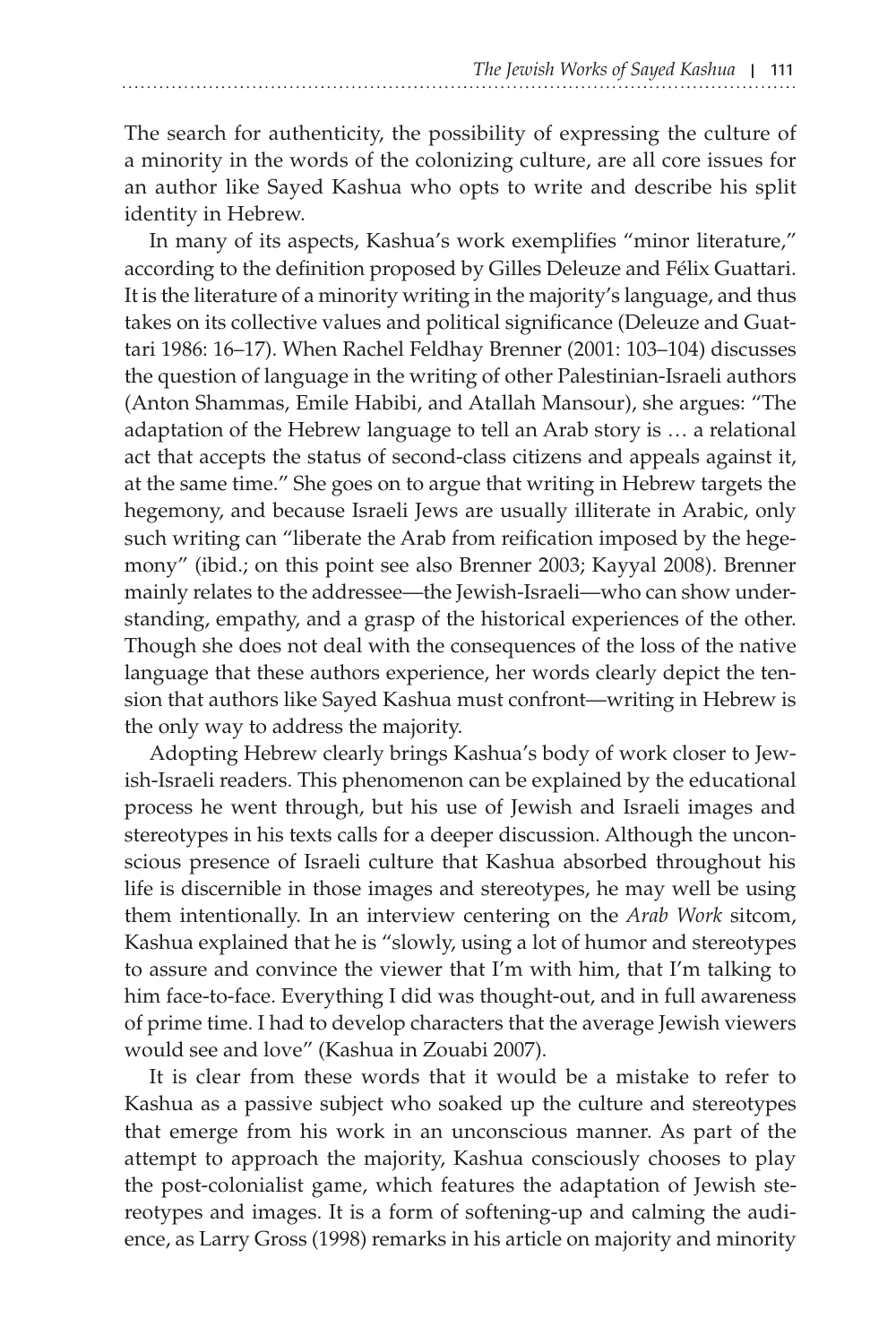The search for authenticity, the possibility of expressing the culture of a minority in the words of the colonizing culture, are all core issues for an author like Sayed Kashua who opts to write and describe his split identity in Hebrew.

In many of its aspects, Kashua's work exemplifies "minor literature," according to the definition proposed by Gilles Deleuze and Félix Guattari. It is the literature of a minority writing in the majority's language, and thus takes on its collective values and political significance (Deleuze and Guattari 1986: 16–17). When Rachel Feldhay Brenner (2001: 103–104) discusses the question of language in the writing of other Palestinian-Israeli authors (Anton Shammas, Emile Habibi, and Atallah Mansour), she argues: "The adaptation of the Hebrew language to tell an Arab story is … a relational act that accepts the status of second-class citizens and appeals against it, at the same time." She goes on to argue that writing in Hebrew targets the hegemony, and because Israeli Jews are usually illiterate in Arabic, only such writing can "liberate the Arab from reification imposed by the hegemony" (ibid.; on this point see also Brenner 2003; Kayyal 2008). Brenner mainly relates to the addressee—the Jewish-Israeli—who can show understanding, empathy, and a grasp of the historical experiences of the other. Though she does not deal with the consequences of the loss of the native language that these authors experience, her words clearly depict the tension that authors like Sayed Kashua must confront—writing in Hebrew is the only way to address the majority.

Adopting Hebrew clearly brings Kashua's body of work closer to Jewish-Israeli readers. This phenomenon can be explained by the educational process he went through, but his use of Jewish and Israeli images and stereotypes in his texts calls for a deeper discussion. Although the unconscious presence of Israeli culture that Kashua absorbed throughout his life is discernible in those images and stereotypes, he may well be using them intentionally. In an interview centering on the *Arab Work* sitcom, Kashua explained that he is "slowly, using a lot of humor and stereotypes to assure and convince the viewer that I'm with him, that I'm talking to him face-to-face. Everything I did was thought-out, and in full awareness of prime time. I had to develop characters that the average Jewish viewers would see and love" (Kashua in Zouabi 2007).

It is clear from these words that it would be a mistake to refer to Kashua as a passive subject who soaked up the culture and stereotypes that emerge from his work in an unconscious manner. As part of the attempt to approach the majority, Kashua consciously chooses to play the post-colonialist game, which features the adaptation of Jewish stereotypes and images. It is a form of softening-up and calming the audience, as Larry Gross (1998) remarks in his article on majority and minority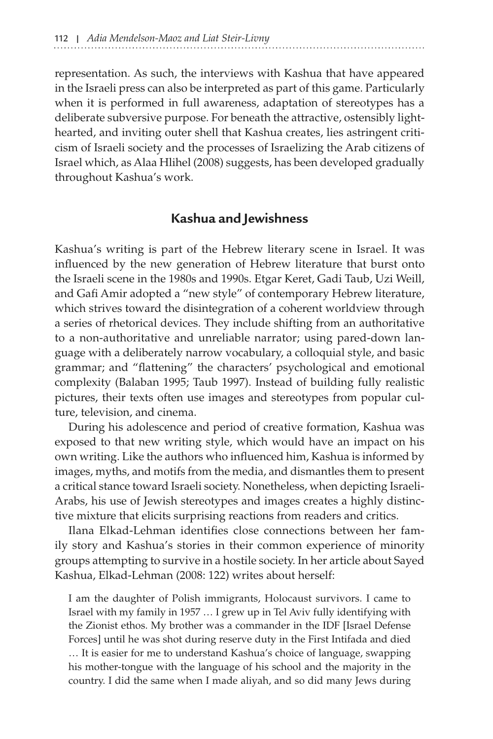representation. As such, the interviews with Kashua that have appeared in the Israeli press can also be interpreted as part of this game. Particularly when it is performed in full awareness, adaptation of stereotypes has a deliberate subversive purpose. For beneath the attractive, ostensibly light-hearted, and inviting outer shell that Kashua creates, lies astringent criticism of Israeli society and the processes of Israelizing the Arab citizens of Israel which, as Alaa Hlihel (2008) suggests, has been developed gradually throughout Kashua's work.

## Kashua and Jewishness

Kashua's writing is part of the Hebrew literary scene in Israel. It was influenced by the new generation of Hebrew literature that burst onto the Israeli scene in the 1980s and 1990s. Etgar Keret, Gadi Taub, Uzi Weill, and Gafi Amir adopted a "new style" of contemporary Hebrew literature, which strives toward the disintegration of a coherent worldview through a series of rhetorical devices. They include shifting from an authoritative to a non-authoritative and unreliable narrator; using pared-down language with a deliberately narrow vocabulary, a colloquial style, and basic grammar; and "flattening" the characters' psychological and emotional complexity (Balaban 1995; Taub 1997). Instead of building fully realistic pictures, their texts often use images and stereotypes from popular culture, television, and cinema.

During his adolescence and period of creative formation, Kashua was exposed to that new writing style, which would have an impact on his own writing. Like the authors who influenced him, Kashua is informed by images, myths, and motifs from the media, and dismantles them to present a critical stance toward Israeli society. Nonetheless, when depicting Israeli-Arabs, his use of Jewish stereotypes and images creates a highly distinctive mixture that elicits surprising reactions from readers and critics.

Ilana Elkad-Lehman identifies close connections between her family story and Kashua's stories in their common experience of minority groups attempting to survive in a hostile society. In her article about Sayed Kashua, Elkad-Lehman (2008: 122) writes about herself:

> I am the daughter of Polish immigrants, Holocaust survivors. I came to Israel with my family in 1957 … I grew up in Tel Aviv fully identifying with the Zionist ethos. My brother was a commander in the IDF [Israel Defense Forces] until he was shot during reserve duty in the First Intifada and died … It is easier for me to understand Kashua's choice of language, swapping his mother-tongue with the language of his school and the majority in the country. I did the same when I made aliyah, and so did many Jews during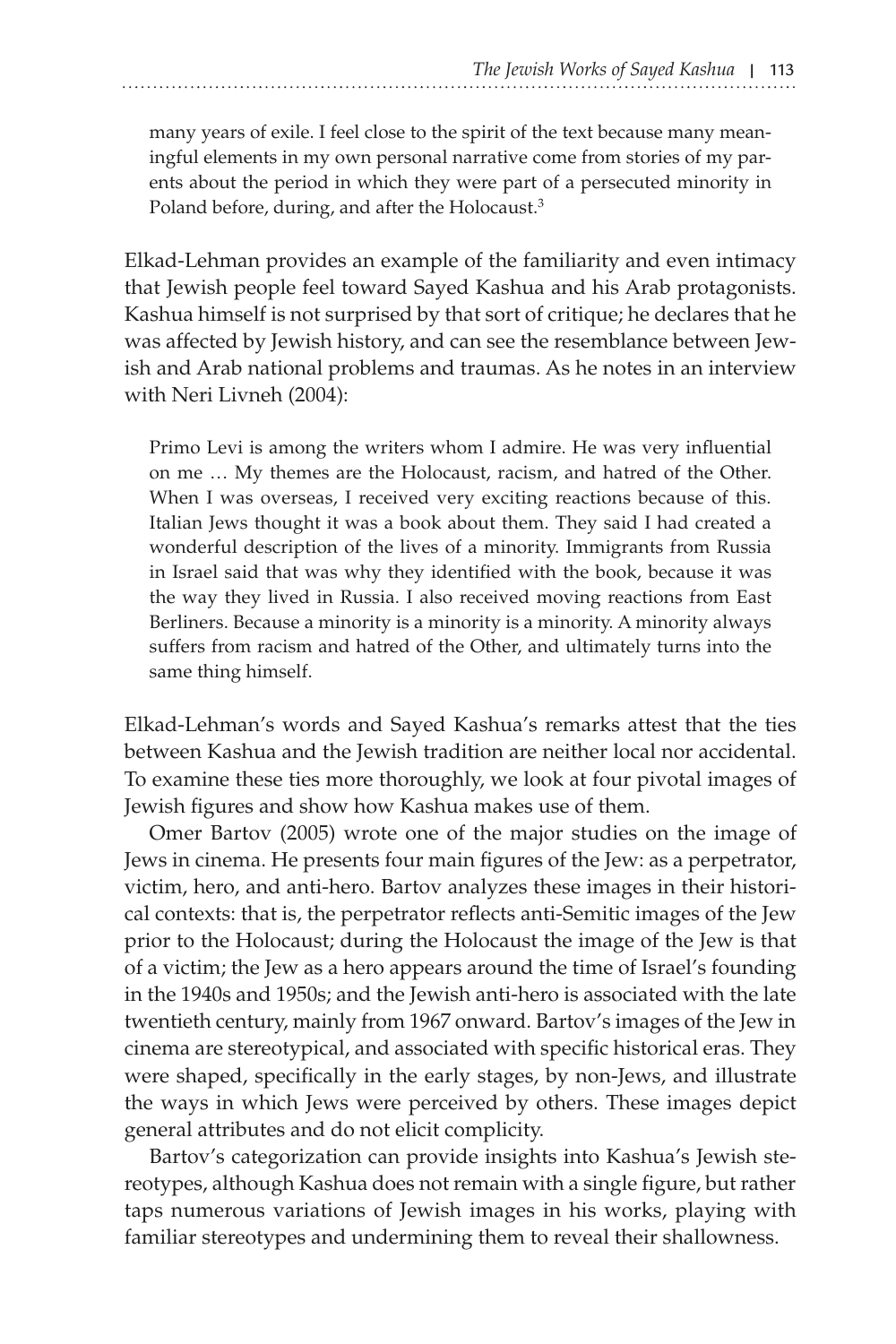> many years of exile. I feel close to the spirit of the text because many meaningful elements in my own personal narrative come from stories of my parents about the period in which they were part of a persecuted minority in Poland before, during, and after the Holocaust.[3]

Elkad-Lehman provides an example of the familiarity and even intimacy that Jewish people feel toward Sayed Kashua and his Arab protagonists. Kashua himself is not surprised by that sort of critique; he declares that he was affected by Jewish history, and can see the resemblance between Jewish and Arab national problems and traumas. As he notes in an interview with Neri Livneh (2004):

> Primo Levi is among the writers whom I admire. He was very influential on me … My themes are the Holocaust, racism, and hatred of the Other. When I was overseas, I received very exciting reactions because of this. Italian Jews thought it was a book about them. They said I had created a wonderful description of the lives of a minority. Immigrants from Russia in Israel said that was why they identified with the book, because it was the way they lived in Russia. I also received moving reactions from East Berliners. Because a minority is a minority is a minority. A minority always suffers from racism and hatred of the Other, and ultimately turns into the same thing himself.

Elkad-Lehman's words and Sayed Kashua's remarks attest that the ties between Kashua and the Jewish tradition are neither local nor accidental. To examine these ties more thoroughly, we look at four pivotal images of Jewish figures and show how Kashua makes use of them.

Omer Bartov (2005) wrote one of the major studies on the image of Jews in cinema. He presents four main figures of the Jew: as a perpetrator, victim, hero, and anti-hero. Bartov analyzes these images in their historical contexts: that is, the perpetrator reflects anti-Semitic images of the Jew prior to the Holocaust; during the Holocaust the image of the Jew is that of a victim; the Jew as a hero appears around the time of Israel's founding in the 1940s and 1950s; and the Jewish anti-hero is associated with the late twentieth century, mainly from 1967 onward. Bartov's images of the Jew in cinema are stereotypical, and associated with specific historical eras. They were shaped, specifically in the early stages, by non-Jews, and illustrate the ways in which Jews were perceived by others. These images depict general attributes and do not elicit complicity.

Bartov's categorization can provide insights into Kashua's Jewish stereotypes, although Kashua does not remain with a single figure, but rather taps numerous variations of Jewish images in his works, playing with familiar stereotypes and undermining them to reveal their shallowness.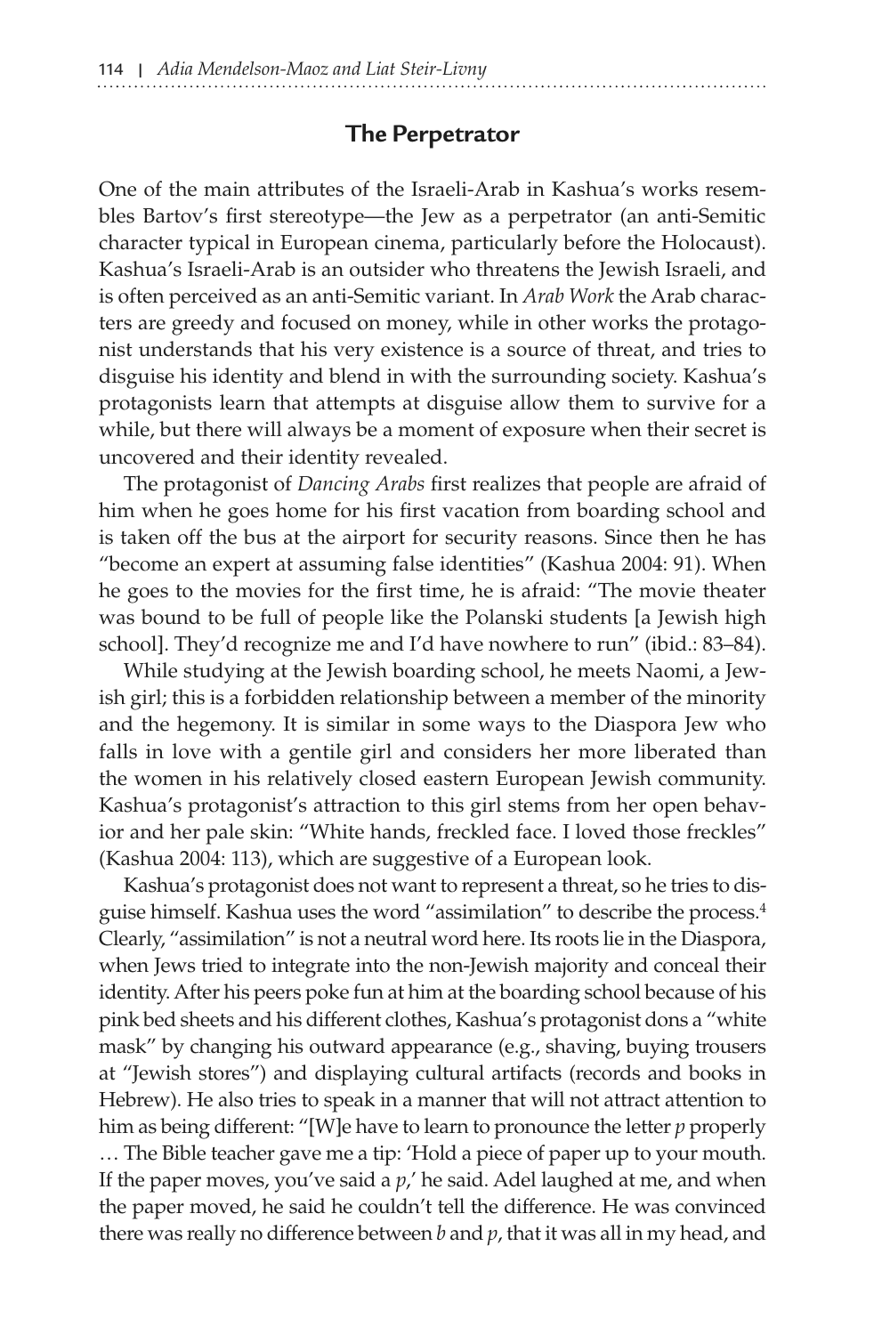## The Perpetrator

One of the main attributes of the Israeli-Arab in Kashua's works resembles Bartov's first stereotype—the Jew as a perpetrator (an anti-Semitic character typical in European cinema, particularly before the Holocaust). Kashua's Israeli-Arab is an outsider who threatens the Jewish Israeli, and is often perceived as an anti-Semitic variant. In *Arab Work* the Arab characters are greedy and focused on money, while in other works the protagonist understands that his very existence is a source of threat, and tries to disguise his identity and blend in with the surrounding society. Kashua's protagonists learn that attempts at disguise allow them to survive for a while, but there will always be a moment of exposure when their secret is uncovered and their identity revealed.

The protagonist of *Dancing Arabs* first realizes that people are afraid of him when he goes home for his first vacation from boarding school and is taken off the bus at the airport for security reasons. Since then he has "become an expert at assuming false identities" (Kashua 2004: 91). When he goes to the movies for the first time, he is afraid: "The movie theater was bound to be full of people like the Polanski students [a Jewish high school]. They'd recognize me and I'd have nowhere to run" (ibid.: 83–84).

While studying at the Jewish boarding school, he meets Naomi, a Jewish girl; this is a forbidden relationship between a member of the minority and the hegemony. It is similar in some ways to the Diaspora Jew who falls in love with a gentile girl and considers her more liberated than the women in his relatively closed eastern European Jewish community. Kashua's protagonist's attraction to this girl stems from her open behavior and her pale skin: "White hands, freckled face. I loved those freckles" (Kashua 2004: 113), which are suggestive of a European look.

Kashua's protagonist does not want to represent a threat, so he tries to disguise himself. Kashua uses the word "assimilation" to describe the process.[4] Clearly, "assimilation" is not a neutral word here. Its roots lie in the Diaspora, when Jews tried to integrate into the non-Jewish majority and conceal their identity. After his peers poke fun at him at the boarding school because of his pink bed sheets and his different clothes, Kashua's protagonist dons a "white mask" by changing his outward appearance (e.g., shaving, buying trousers at "Jewish stores") and displaying cultural artifacts (records and books in Hebrew). He also tries to speak in a manner that will not attract attention to him as being different: "[W]e have to learn to pronounce the letter *p* properly … The Bible teacher gave me a tip: 'Hold a piece of paper up to your mouth. If the paper moves, you've said a *p*,' he said. Adel laughed at me, and when the paper moved, he said he couldn't tell the difference. He was convinced there was really no difference between *b* and *p*, that it was all in my head, and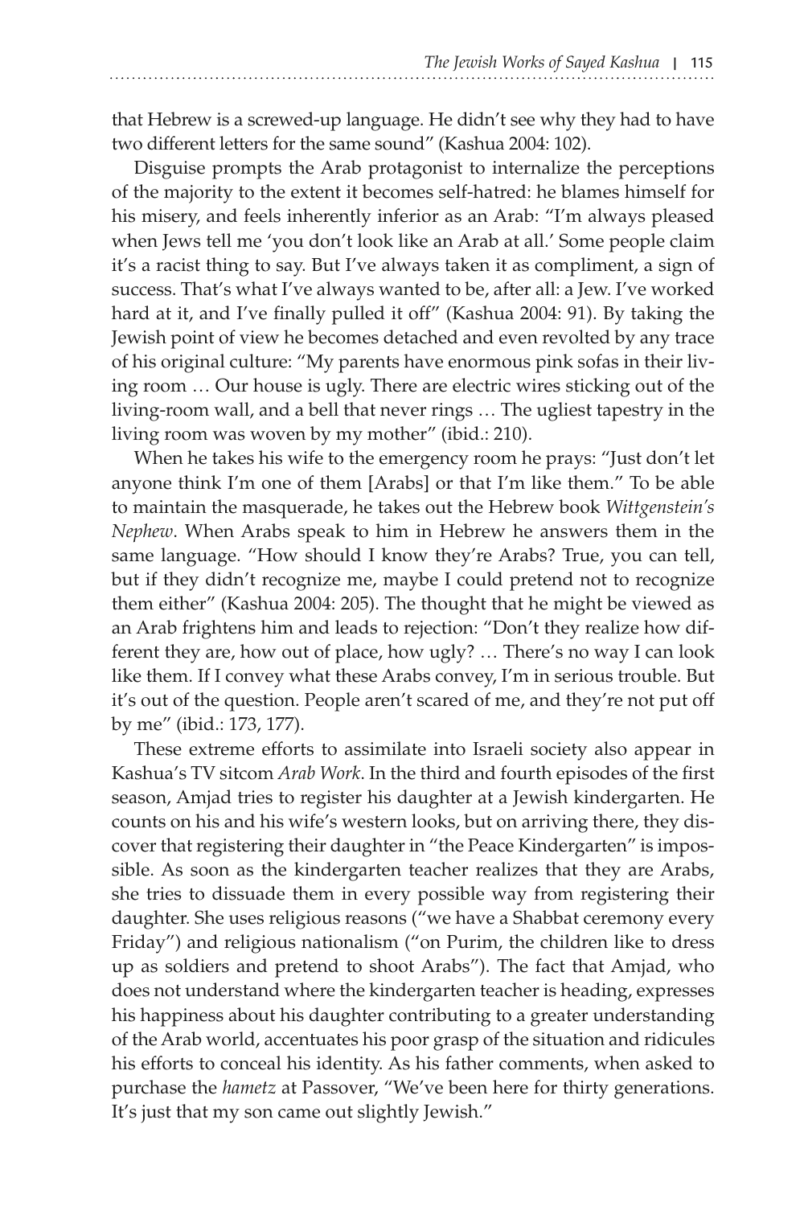that Hebrew is a screwed-up language. He didn't see why they had to have two different letters for the same sound" (Kashua 2004: 102).

Disguise prompts the Arab protagonist to internalize the perceptions of the majority to the extent it becomes self-hatred: he blames himself for his misery, and feels inherently inferior as an Arab: "I'm always pleased when Jews tell me 'you don't look like an Arab at all.' Some people claim it's a racist thing to say. But I've always taken it as compliment, a sign of success. That's what I've always wanted to be, after all: a Jew. I've worked hard at it, and I've finally pulled it off" (Kashua 2004: 91). By taking the Jewish point of view he becomes detached and even revolted by any trace of his original culture: "My parents have enormous pink sofas in their living room … Our house is ugly. There are electric wires sticking out of the living-room wall, and a bell that never rings … The ugliest tapestry in the living room was woven by my mother" (ibid.: 210).

When he takes his wife to the emergency room he prays: "Just don't let anyone think I'm one of them [Arabs] or that I'm like them." To be able to maintain the masquerade, he takes out the Hebrew book *Wittgenstein's Nephew*. When Arabs speak to him in Hebrew he answers them in the same language. "How should I know they're Arabs? True, you can tell, but if they didn't recognize me, maybe I could pretend not to recognize them either" (Kashua 2004: 205). The thought that he might be viewed as an Arab frightens him and leads to rejection: "Don't they realize how different they are, how out of place, how ugly? … There's no way I can look like them. If I convey what these Arabs convey, I'm in serious trouble. But it's out of the question. People aren't scared of me, and they're not put off by me" (ibid.: 173, 177).

These extreme efforts to assimilate into Israeli society also appear in Kashua's TV sitcom *Arab Work*. In the third and fourth episodes of the first season, Amjad tries to register his daughter at a Jewish kindergarten. He counts on his and his wife's western looks, but on arriving there, they discover that registering their daughter in "the Peace Kindergarten" is impossible. As soon as the kindergarten teacher realizes that they are Arabs, she tries to dissuade them in every possible way from registering their daughter. She uses religious reasons ("we have a Shabbat ceremony every Friday") and religious nationalism ("on Purim, the children like to dress up as soldiers and pretend to shoot Arabs"). The fact that Amjad, who does not understand where the kindergarten teacher is heading, expresses his happiness about his daughter contributing to a greater understanding of the Arab world, accentuates his poor grasp of the situation and ridicules his efforts to conceal his identity. As his father comments, when asked to purchase the *hametz* at Passover, "We've been here for thirty generations. It's just that my son came out slightly Jewish."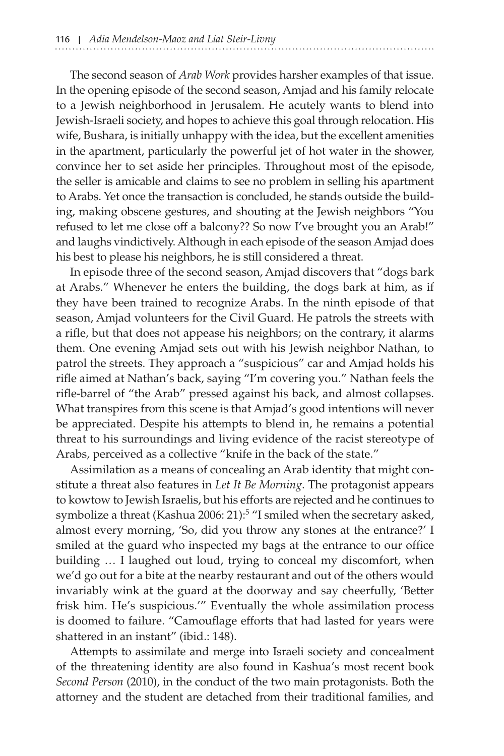The second season of *Arab Work* provides harsher examples of that issue. In the opening episode of the second season, Amjad and his family relocate to a Jewish neighborhood in Jerusalem. He acutely wants to blend into Jewish-Israeli society, and hopes to achieve this goal through relocation. His wife, Bushara, is initially unhappy with the idea, but the excellent amenities in the apartment, particularly the powerful jet of hot water in the shower, convince her to set aside her principles. Throughout most of the episode, the seller is amicable and claims to see no problem in selling his apartment to Arabs. Yet once the transaction is concluded, he stands outside the building, making obscene gestures, and shouting at the Jewish neighbors "You refused to let me close off a balcony?? So now I've brought you an Arab!" and laughs vindictively. Although in each episode of the season Amjad does his best to please his neighbors, he is still considered a threat.

In episode three of the second season, Amjad discovers that "dogs bark at Arabs." Whenever he enters the building, the dogs bark at him, as if they have been trained to recognize Arabs. In the ninth episode of that season, Amjad volunteers for the Civil Guard. He patrols the streets with a rifle, but that does not appease his neighbors; on the contrary, it alarms them. One evening Amjad sets out with his Jewish neighbor Nathan, to patrol the streets. They approach a "suspicious" car and Amjad holds his rifle aimed at Nathan's back, saying "I'm covering you." Nathan feels the rifle-barrel of "the Arab" pressed against his back, and almost collapses. What transpires from this scene is that Amjad's good intentions will never be appreciated. Despite his attempts to blend in, he remains a potential threat to his surroundings and living evidence of the racist stereotype of Arabs, perceived as a collective "knife in the back of the state."

Assimilation as a means of concealing an Arab identity that might constitute a threat also features in *Let It Be Morning*. The protagonist appears to kowtow to Jewish Israelis, but his efforts are rejected and he continues to symbolize a threat (Kashua 2006: 21):[5] "I smiled when the secretary asked, almost every morning, 'So, did you throw any stones at the entrance?' I smiled at the guard who inspected my bags at the entrance to our office building … I laughed out loud, trying to conceal my discomfort, when we'd go out for a bite at the nearby restaurant and out of the others would invariably wink at the guard at the doorway and say cheerfully, 'Better frisk him. He's suspicious.'" Eventually the whole assimilation process is doomed to failure. "Camouflage efforts that had lasted for years were shattered in an instant" (ibid.: 148).

Attempts to assimilate and merge into Israeli society and concealment of the threatening identity are also found in Kashua's most recent book *Second Person* (2010), in the conduct of the two main protagonists. Both the attorney and the student are detached from their traditional families, and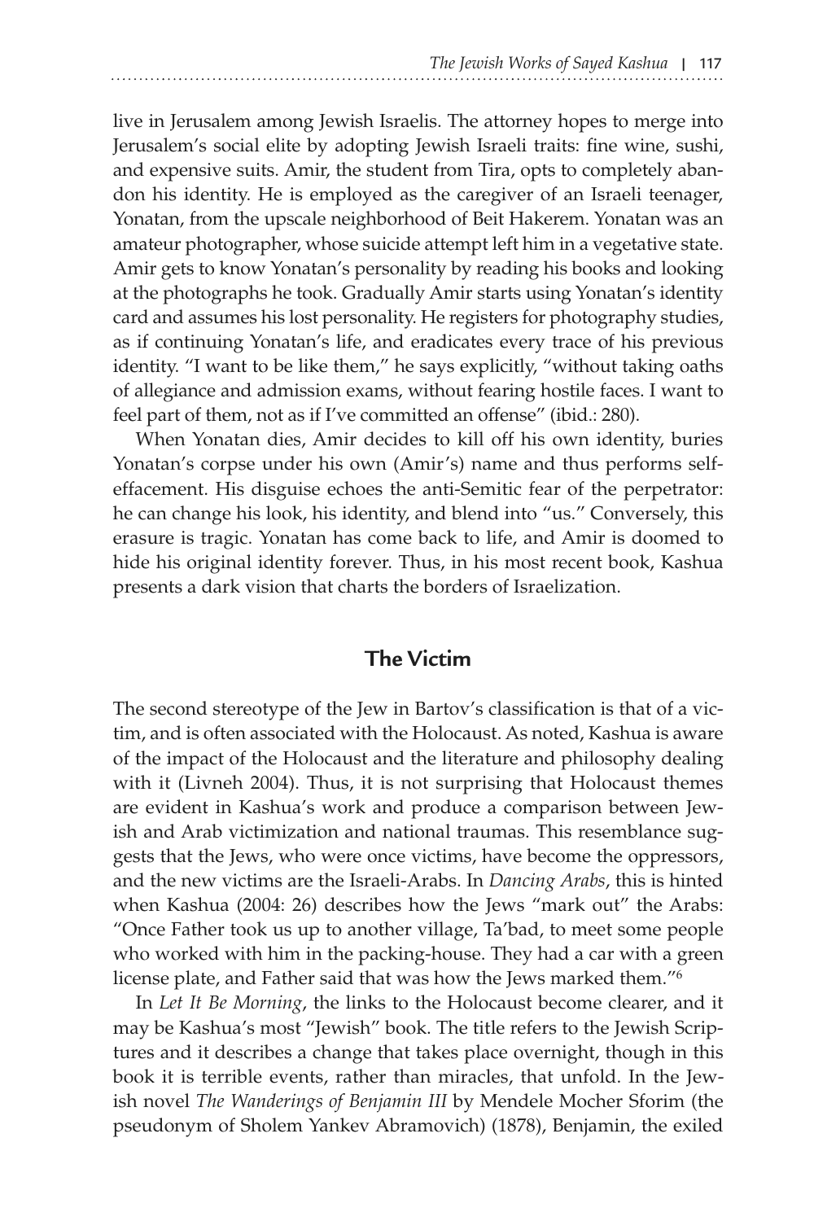live in Jerusalem among Jewish Israelis. The attorney hopes to merge into Jerusalem's social elite by adopting Jewish Israeli traits: fine wine, sushi, and expensive suits. Amir, the student from Tira, opts to completely abandon his identity. He is employed as the caregiver of an Israeli teenager, Yonatan, from the upscale neighborhood of Beit Hakerem. Yonatan was an amateur photographer, whose suicide attempt left him in a vegetative state. Amir gets to know Yonatan's personality by reading his books and looking at the photographs he took. Gradually Amir starts using Yonatan's identity card and assumes his lost personality. He registers for photography studies, as if continuing Yonatan's life, and eradicates every trace of his previous identity. "I want to be like them," he says explicitly, "without taking oaths of allegiance and admission exams, without fearing hostile faces. I want to feel part of them, not as if I've committed an offense" (ibid.: 280).

When Yonatan dies, Amir decides to kill off his own identity, buries Yonatan's corpse under his own (Amir's) name and thus performs self-effacement. His disguise echoes the anti-Semitic fear of the perpetrator: he can change his look, his identity, and blend into "us." Conversely, this erasure is tragic. Yonatan has come back to life, and Amir is doomed to hide his original identity forever. Thus, in his most recent book, Kashua presents a dark vision that charts the borders of Israelization.

## The Victim

The second stereotype of the Jew in Bartov's classification is that of a victim, and is often associated with the Holocaust. As noted, Kashua is aware of the impact of the Holocaust and the literature and philosophy dealing with it (Livneh 2004). Thus, it is not surprising that Holocaust themes are evident in Kashua's work and produce a comparison between Jewish and Arab victimization and national traumas. This resemblance suggests that the Jews, who were once victims, have become the oppressors, and the new victims are the Israeli-Arabs. In *Dancing Arabs*, this is hinted when Kashua (2004: 26) describes how the Jews "mark out" the Arabs: "Once Father took us up to another village, Ta'bad, to meet some people who worked with him in the packing-house. They had a car with a green license plate, and Father said that was how the Jews marked them."[6]

In *Let It Be Morning*, the links to the Holocaust become clearer, and it may be Kashua's most "Jewish" book. The title refers to the Jewish Scriptures and it describes a change that takes place overnight, though in this book it is terrible events, rather than miracles, that unfold. In the Jewish novel *The Wanderings of Benjamin III* by Mendele Mocher Sforim (the pseudonym of Sholem Yankev Abramovich) (1878), Benjamin, the exiled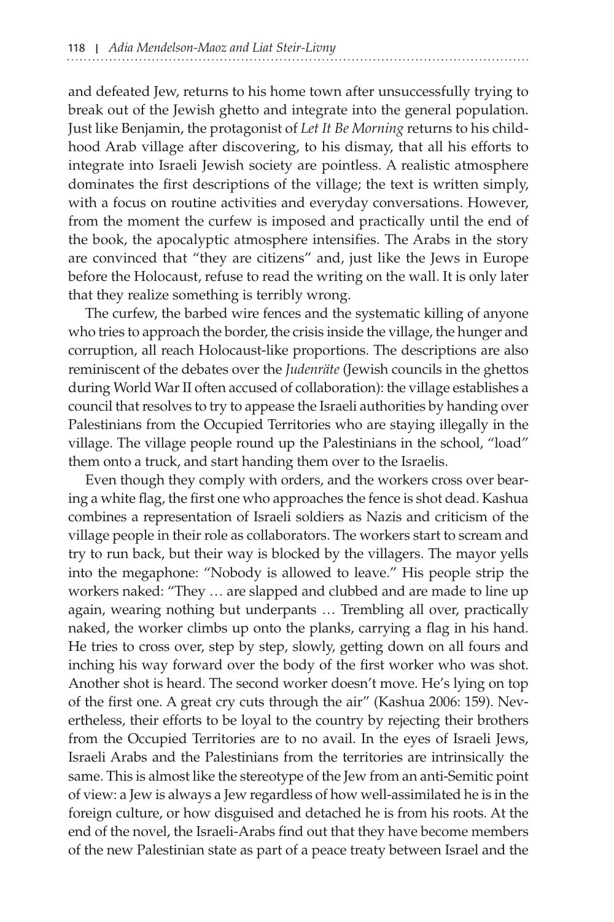and defeated Jew, returns to his home town after unsuccessfully trying to break out of the Jewish ghetto and integrate into the general population. Just like Benjamin, the protagonist of *Let It Be Morning* returns to his childhood Arab village after discovering, to his dismay, that all his efforts to integrate into Israeli Jewish society are pointless. A realistic atmosphere dominates the first descriptions of the village; the text is written simply, with a focus on routine activities and everyday conversations. However, from the moment the curfew is imposed and practically until the end of the book, the apocalyptic atmosphere intensifies. The Arabs in the story are convinced that "they are citizens" and, just like the Jews in Europe before the Holocaust, refuse to read the writing on the wall. It is only later that they realize something is terribly wrong.

The curfew, the barbed wire fences and the systematic killing of anyone who tries to approach the border, the crisis inside the village, the hunger and corruption, all reach Holocaust-like proportions. The descriptions are also reminiscent of the debates over the *Judenräte* (Jewish councils in the ghettos during World War II often accused of collaboration): the village establishes a council that resolves to try to appease the Israeli authorities by handing over Palestinians from the Occupied Territories who are staying illegally in the village. The village people round up the Palestinians in the school, "load" them onto a truck, and start handing them over to the Israelis.

Even though they comply with orders, and the workers cross over bearing a white flag, the first one who approaches the fence is shot dead. Kashua combines a representation of Israeli soldiers as Nazis and criticism of the village people in their role as collaborators. The workers start to scream and try to run back, but their way is blocked by the villagers. The mayor yells into the megaphone: "Nobody is allowed to leave." His people strip the workers naked: "They … are slapped and clubbed and are made to line up again, wearing nothing but underpants … Trembling all over, practically naked, the worker climbs up onto the planks, carrying a flag in his hand. He tries to cross over, step by step, slowly, getting down on all fours and inching his way forward over the body of the first worker who was shot. Another shot is heard. The second worker doesn't move. He's lying on top of the first one. A great cry cuts through the air" (Kashua 2006: 159). Nevertheless, their efforts to be loyal to the country by rejecting their brothers from the Occupied Territories are to no avail. In the eyes of Israeli Jews, Israeli Arabs and the Palestinians from the territories are intrinsically the same. This is almost like the stereotype of the Jew from an anti-Semitic point of view: a Jew is always a Jew regardless of how well-assimilated he is in the foreign culture, or how disguised and detached he is from his roots. At the end of the novel, the Israeli-Arabs find out that they have become members of the new Palestinian state as part of a peace treaty between Israel and the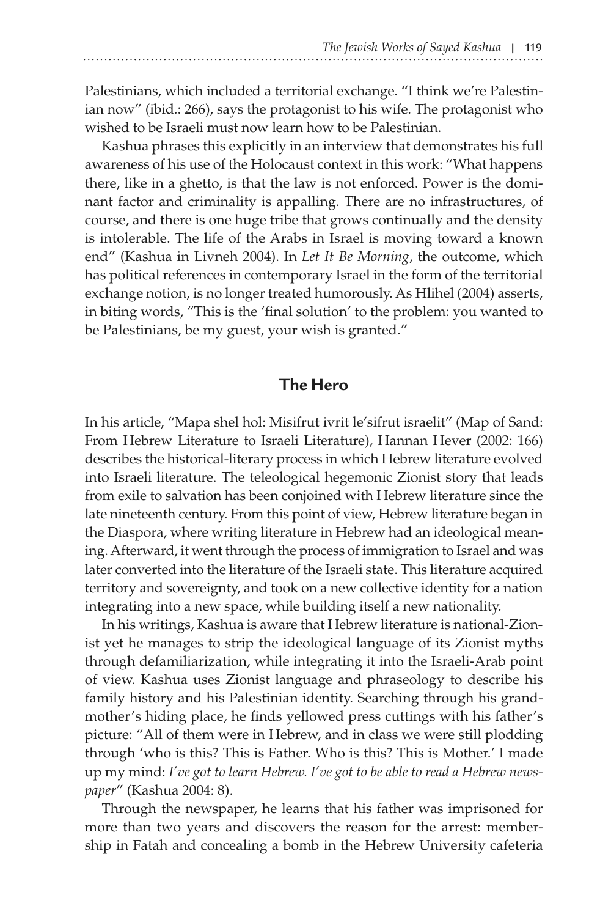Palestinians, which included a territorial exchange. "I think we're Palestinian now" (ibid.: 266), says the protagonist to his wife. The protagonist who wished to be Israeli must now learn how to be Palestinian.

Kashua phrases this explicitly in an interview that demonstrates his full awareness of his use of the Holocaust context in this work: "What happens there, like in a ghetto, is that the law is not enforced. Power is the dominant factor and criminality is appalling. There are no infrastructures, of course, and there is one huge tribe that grows continually and the density is intolerable. The life of the Arabs in Israel is moving toward a known end" (Kashua in Livneh 2004). In *Let It Be Morning*, the outcome, which has political references in contemporary Israel in the form of the territorial exchange notion, is no longer treated humorously. As Hlihel (2004) asserts, in biting words, "This is the 'final solution' to the problem: you wanted to be Palestinians, be my guest, your wish is granted."

## The Hero

In his article, "Mapa shel hol: Misifrut ivrit le'sifrut israelit" (Map of Sand: From Hebrew Literature to Israeli Literature), Hannan Hever (2002: 166) describes the historical-literary process in which Hebrew literature evolved into Israeli literature. The teleological hegemonic Zionist story that leads from exile to salvation has been conjoined with Hebrew literature since the late nineteenth century. From this point of view, Hebrew literature began in the Diaspora, where writing literature in Hebrew had an ideological meaning. Afterward, it went through the process of immigration to Israel and was later converted into the literature of the Israeli state. This literature acquired territory and sovereignty, and took on a new collective identity for a nation integrating into a new space, while building itself a new nationality.

In his writings, Kashua is aware that Hebrew literature is national-Zionist yet he manages to strip the ideological language of its Zionist myths through defamiliarization, while integrating it into the Israeli-Arab point of view. Kashua uses Zionist language and phraseology to describe his family history and his Palestinian identity. Searching through his grandmother's hiding place, he finds yellowed press cuttings with his father's picture: "All of them were in Hebrew, and in class we were still plodding through 'who is this? This is Father. Who is this? This is Mother.' I made up my mind: *I've got to learn Hebrew. I've got to be able to read a Hebrew newspaper*" (Kashua 2004: 8).

Through the newspaper, he learns that his father was imprisoned for more than two years and discovers the reason for the arrest: membership in Fatah and concealing a bomb in the Hebrew University cafeteria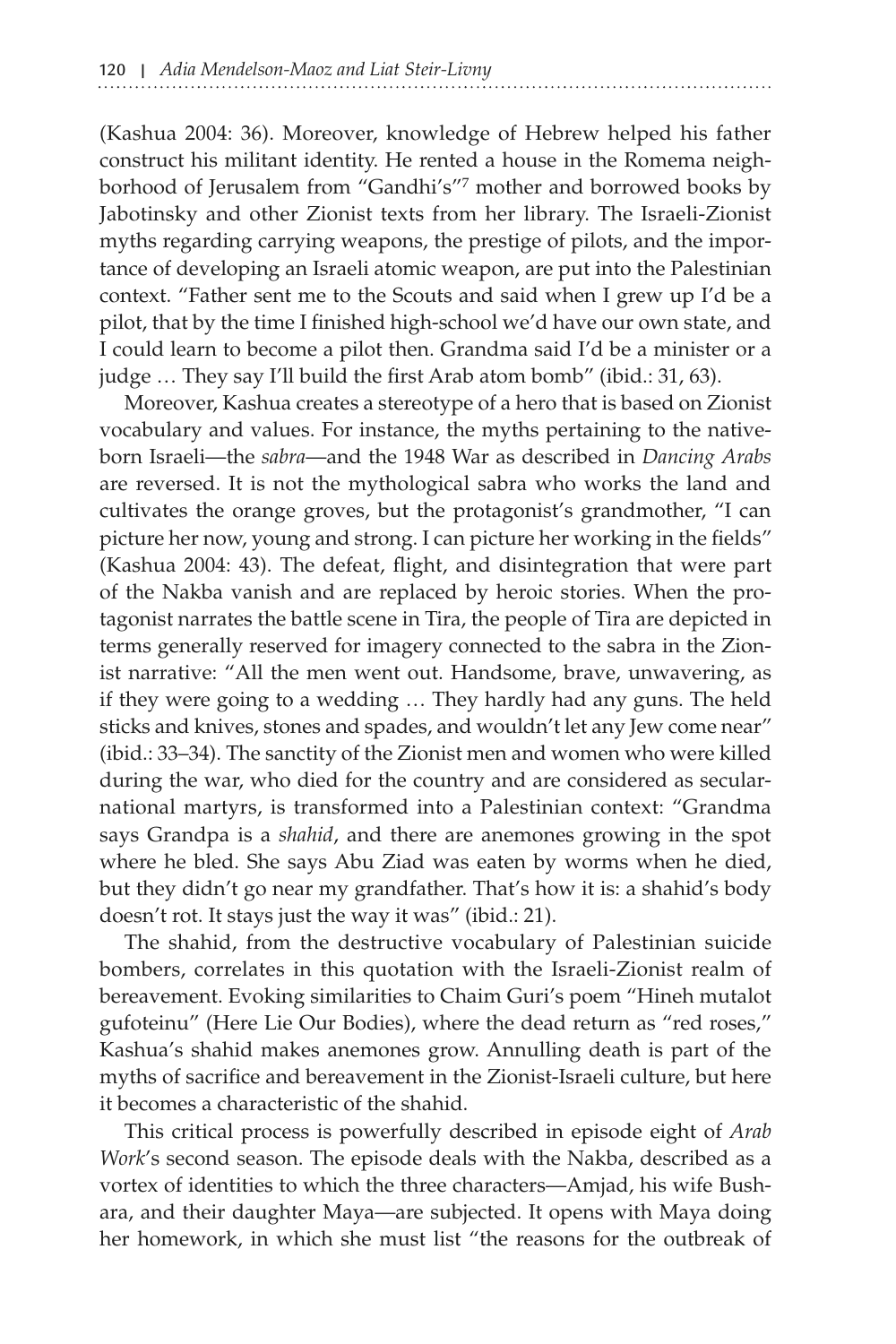(Kashua 2004: 36). Moreover, knowledge of Hebrew helped his father construct his militant identity. He rented a house in the Romema neighborhood of Jerusalem from "Gandhi's"[7] mother and borrowed books by Jabotinsky and other Zionist texts from her library. The Israeli-Zionist myths regarding carrying weapons, the prestige of pilots, and the importance of developing an Israeli atomic weapon, are put into the Palestinian context. "Father sent me to the Scouts and said when I grew up I'd be a pilot, that by the time I finished high-school we'd have our own state, and I could learn to become a pilot then. Grandma said I'd be a minister or a judge … They say I'll build the first Arab atom bomb" (ibid.: 31, 63).

Moreover, Kashua creates a stereotype of a hero that is based on Zionist vocabulary and values. For instance, the myths pertaining to the native-born Israeli—the *sabra*—and the 1948 War as described in *Dancing Arabs* are reversed. It is not the mythological sabra who works the land and cultivates the orange groves, but the protagonist's grandmother, "I can picture her now, young and strong. I can picture her working in the fields" (Kashua 2004: 43). The defeat, flight, and disintegration that were part of the Nakba vanish and are replaced by heroic stories. When the protagonist narrates the battle scene in Tira, the people of Tira are depicted in terms generally reserved for imagery connected to the sabra in the Zionist narrative: "All the men went out. Handsome, brave, unwavering, as if they were going to a wedding … They hardly had any guns. The held sticks and knives, stones and spades, and wouldn't let any Jew come near" (ibid.: 33–34). The sanctity of the Zionist men and women who were killed during the war, who died for the country and are considered as secular-national martyrs, is transformed into a Palestinian context: "Grandma says Grandpa is a *shahid*, and there are anemones growing in the spot where he bled. She says Abu Ziad was eaten by worms when he died, but they didn't go near my grandfather. That's how it is: a shahid's body doesn't rot. It stays just the way it was" (ibid.: 21).

The shahid, from the destructive vocabulary of Palestinian suicide bombers, correlates in this quotation with the Israeli-Zionist realm of bereavement. Evoking similarities to Chaim Guri's poem "Hineh mutalot gufoteinu" (Here Lie Our Bodies), where the dead return as "red roses," Kashua's shahid makes anemones grow. Annulling death is part of the myths of sacrifice and bereavement in the Zionist-Israeli culture, but here it becomes a characteristic of the shahid.

This critical process is powerfully described in episode eight of *Arab Work*'s second season. The episode deals with the Nakba, described as a vortex of identities to which the three characters—Amjad, his wife Bushara, and their daughter Maya—are subjected. It opens with Maya doing her homework, in which she must list "the reasons for the outbreak of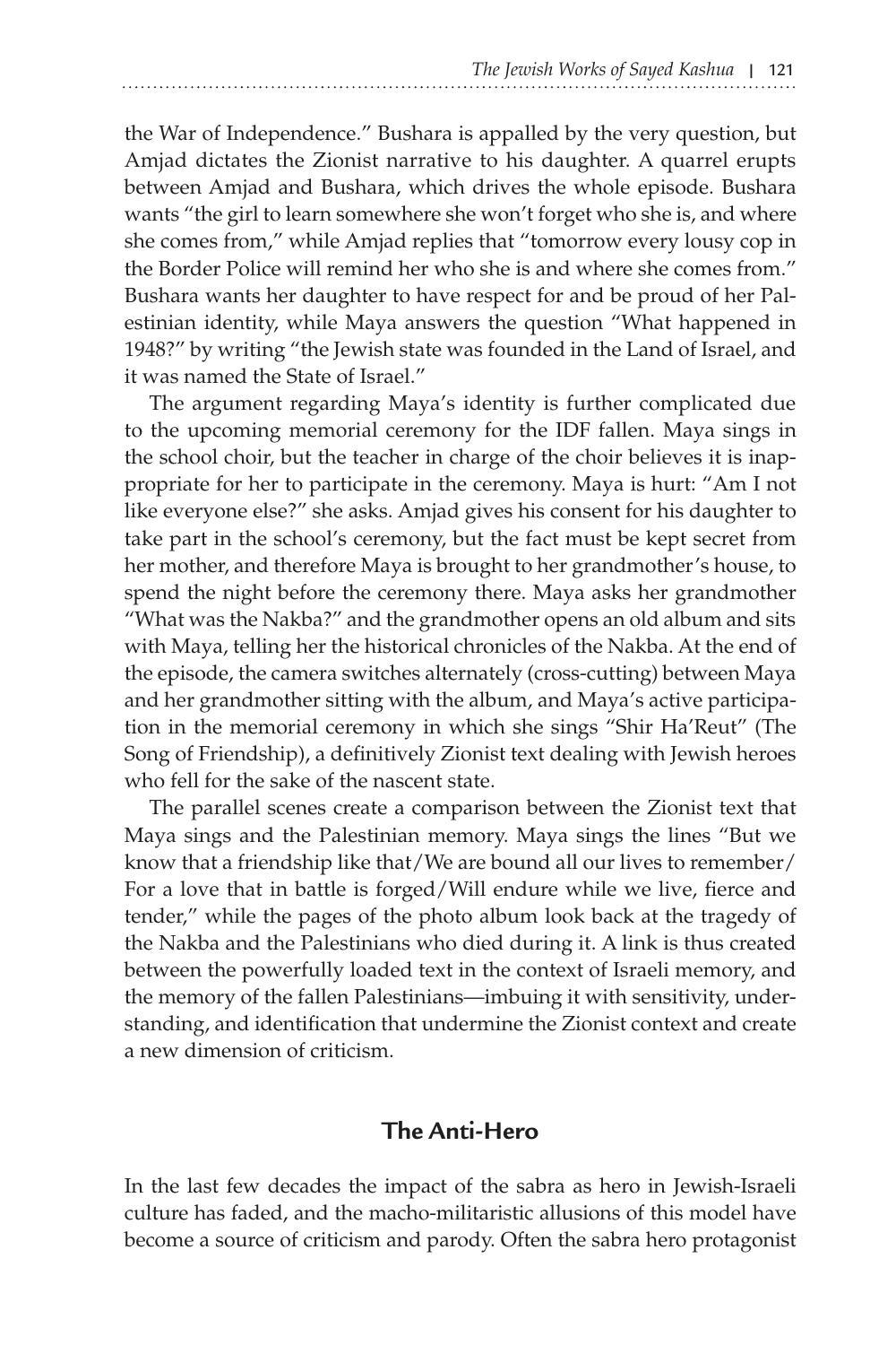the War of Independence." Bushara is appalled by the very question, but Amjad dictates the Zionist narrative to his daughter. A quarrel erupts between Amjad and Bushara, which drives the whole episode. Bushara wants "the girl to learn somewhere she won't forget who she is, and where she comes from," while Amjad replies that "tomorrow every lousy cop in the Border Police will remind her who she is and where she comes from." Bushara wants her daughter to have respect for and be proud of her Palestinian identity, while Maya answers the question "What happened in 1948?" by writing "the Jewish state was founded in the Land of Israel, and it was named the State of Israel."

The argument regarding Maya's identity is further complicated due to the upcoming memorial ceremony for the IDF fallen. Maya sings in the school choir, but the teacher in charge of the choir believes it is inappropriate for her to participate in the ceremony. Maya is hurt: "Am I not like everyone else?" she asks. Amjad gives his consent for his daughter to take part in the school's ceremony, but the fact must be kept secret from her mother, and therefore Maya is brought to her grandmother's house, to spend the night before the ceremony there. Maya asks her grandmother "What was the Nakba?" and the grandmother opens an old album and sits with Maya, telling her the historical chronicles of the Nakba. At the end of the episode, the camera switches alternately (cross-cutting) between Maya and her grandmother sitting with the album, and Maya's active participation in the memorial ceremony in which she sings "Shir Ha'Reut" (The Song of Friendship), a definitively Zionist text dealing with Jewish heroes who fell for the sake of the nascent state.

The parallel scenes create a comparison between the Zionist text that Maya sings and the Palestinian memory. Maya sings the lines "But we know that a friendship like that/We are bound all our lives to remember/For a love that in battle is forged/Will endure while we live, fierce and tender," while the pages of the photo album look back at the tragedy of the Nakba and the Palestinians who died during it. A link is thus created between the powerfully loaded text in the context of Israeli memory, and the memory of the fallen Palestinians—imbuing it with sensitivity, understanding, and identification that undermine the Zionist context and create a new dimension of criticism.

## The Anti-Hero

In the last few decades the impact of the sabra as hero in Jewish-Israeli culture has faded, and the macho-militaristic allusions of this model have become a source of criticism and parody. Often the sabra hero protagonist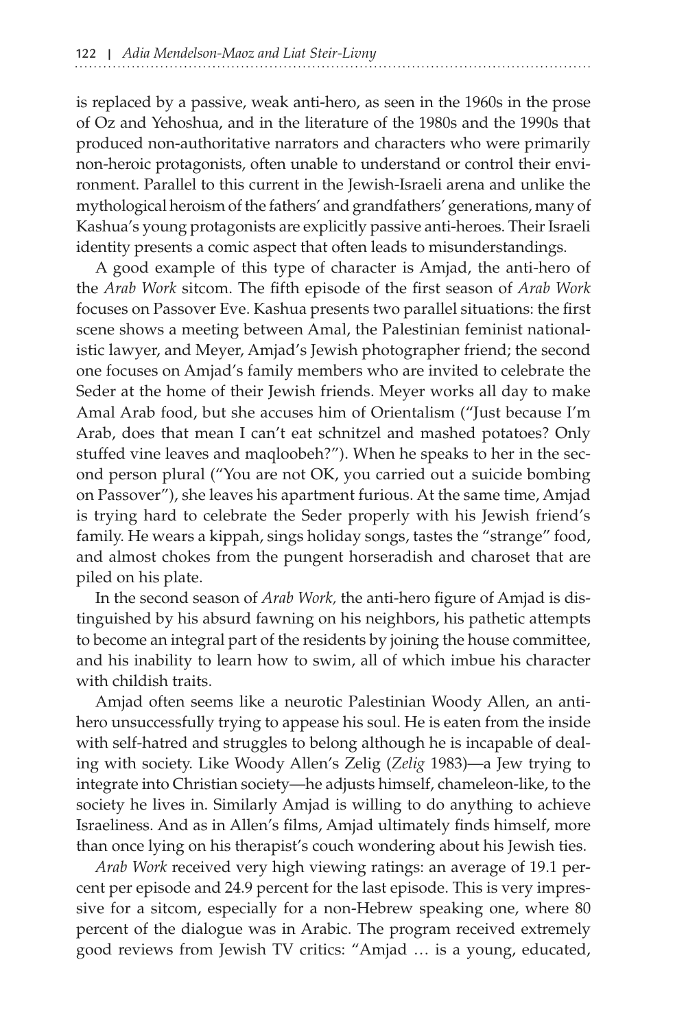is replaced by a passive, weak anti-hero, as seen in the 1960s in the prose of Oz and Yehoshua, and in the literature of the 1980s and the 1990s that produced non-authoritative narrators and characters who were primarily non-heroic protagonists, often unable to understand or control their environment. Parallel to this current in the Jewish-Israeli arena and unlike the mythological heroism of the fathers' and grandfathers' generations, many of Kashua's young protagonists are explicitly passive anti-heroes. Their Israeli identity presents a comic aspect that often leads to misunderstandings.

A good example of this type of character is Amjad, the anti-hero of the *Arab Work* sitcom. The fifth episode of the first season of *Arab Work* focuses on Passover Eve. Kashua presents two parallel situations: the first scene shows a meeting between Amal, the Palestinian feminist nationalistic lawyer, and Meyer, Amjad's Jewish photographer friend; the second one focuses on Amjad's family members who are invited to celebrate the Seder at the home of their Jewish friends. Meyer works all day to make Amal Arab food, but she accuses him of Orientalism ("Just because I'm Arab, does that mean I can't eat schnitzel and mashed potatoes? Only stuffed vine leaves and maqloobeh?"). When he speaks to her in the second person plural ("You are not OK, you carried out a suicide bombing on Passover"), she leaves his apartment furious. At the same time, Amjad is trying hard to celebrate the Seder properly with his Jewish friend's family. He wears a kippah, sings holiday songs, tastes the "strange" food, and almost chokes from the pungent horseradish and charoset that are piled on his plate.

In the second season of *Arab Work,* the anti-hero figure of Amjad is distinguished by his absurd fawning on his neighbors, his pathetic attempts to become an integral part of the residents by joining the house committee, and his inability to learn how to swim, all of which imbue his character with childish traits.

Amjad often seems like a neurotic Palestinian Woody Allen, an anti-hero unsuccessfully trying to appease his soul. He is eaten from the inside with self-hatred and struggles to belong although he is incapable of dealing with society. Like Woody Allen's Zelig (*Zelig* 1983)—a Jew trying to integrate into Christian society—he adjusts himself, chameleon-like, to the society he lives in. Similarly Amjad is willing to do anything to achieve Israeliness. And as in Allen's films, Amjad ultimately finds himself, more than once lying on his therapist's couch wondering about his Jewish ties.

*Arab Work* received very high viewing ratings: an average of 19.1 percent per episode and 24.9 percent for the last episode. This is very impressive for a sitcom, especially for a non-Hebrew speaking one, where 80 percent of the dialogue was in Arabic. The program received extremely good reviews from Jewish TV critics: "Amjad … is a young, educated,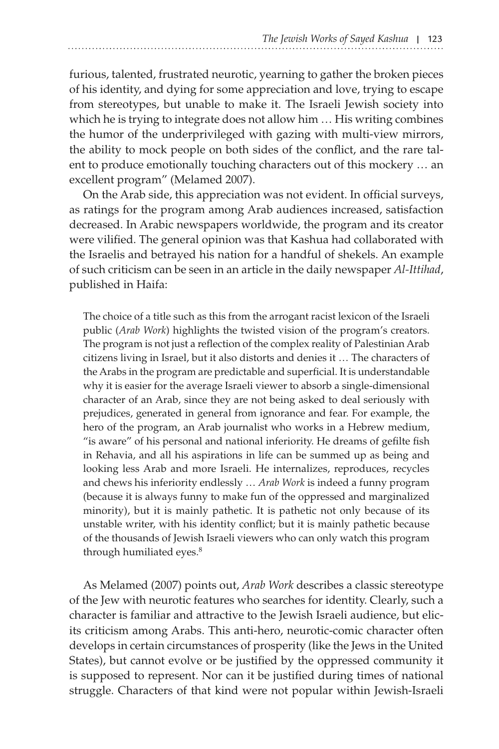furious, talented, frustrated neurotic, yearning to gather the broken pieces of his identity, and dying for some appreciation and love, trying to escape from stereotypes, but unable to make it. The Israeli Jewish society into which he is trying to integrate does not allow him … His writing combines the humor of the underprivileged with gazing with multi-view mirrors, the ability to mock people on both sides of the conflict, and the rare talent to produce emotionally touching characters out of this mockery … an excellent program" (Melamed 2007).

On the Arab side, this appreciation was not evident. In official surveys, as ratings for the program among Arab audiences increased, satisfaction decreased. In Arabic newspapers worldwide, the program and its creator were vilified. The general opinion was that Kashua had collaborated with the Israelis and betrayed his nation for a handful of shekels. An example of such criticism can be seen in an article in the daily newspaper *Al-Ittihad*, published in Haifa:

> The choice of a title such as this from the arrogant racist lexicon of the Israeli public (*Arab Work*) highlights the twisted vision of the program's creators. The program is not just a reflection of the complex reality of Palestinian Arab citizens living in Israel, but it also distorts and denies it … The characters of the Arabs in the program are predictable and superficial. It is understandable why it is easier for the average Israeli viewer to absorb a single-dimensional character of an Arab, since they are not being asked to deal seriously with prejudices, generated in general from ignorance and fear. For example, the hero of the program, an Arab journalist who works in a Hebrew medium, "is aware" of his personal and national inferiority. He dreams of gefilte fish in Rehavia, and all his aspirations in life can be summed up as being and looking less Arab and more Israeli. He internalizes, reproduces, recycles and chews his inferiority endlessly … *Arab Work* is indeed a funny program (because it is always funny to make fun of the oppressed and marginalized minority), but it is mainly pathetic. It is pathetic not only because of its unstable writer, with his identity conflict; but it is mainly pathetic because of the thousands of Jewish Israeli viewers who can only watch this program through humiliated eyes.[8]

As Melamed (2007) points out, *Arab Work* describes a classic stereotype of the Jew with neurotic features who searches for identity. Clearly, such a character is familiar and attractive to the Jewish Israeli audience, but elicits criticism among Arabs. This anti-hero, neurotic-comic character often develops in certain circumstances of prosperity (like the Jews in the United States), but cannot evolve or be justified by the oppressed community it is supposed to represent. Nor can it be justified during times of national struggle. Characters of that kind were not popular within Jewish-Israeli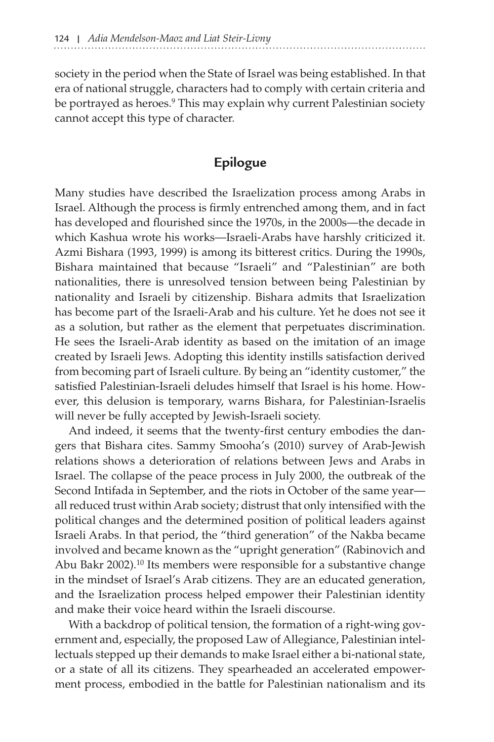society in the period when the State of Israel was being established. In that era of national struggle, characters had to comply with certain criteria and be portrayed as heroes.[9] This may explain why current Palestinian society cannot accept this type of character.

## Epilogue

Many studies have described the Israelization process among Arabs in Israel. Although the process is firmly entrenched among them, and in fact has developed and flourished since the 1970s, in the 2000s—the decade in which Kashua wrote his works—Israeli-Arabs have harshly criticized it. Azmi Bishara (1993, 1999) is among its bitterest critics. During the 1990s, Bishara maintained that because "Israeli" and "Palestinian" are both nationalities, there is unresolved tension between being Palestinian by nationality and Israeli by citizenship. Bishara admits that Israelization has become part of the Israeli-Arab and his culture. Yet he does not see it as a solution, but rather as the element that perpetuates discrimination. He sees the Israeli-Arab identity as based on the imitation of an image created by Israeli Jews. Adopting this identity instills satisfaction derived from becoming part of Israeli culture. By being an "identity customer," the satisfied Palestinian-Israeli deludes himself that Israel is his home. However, this delusion is temporary, warns Bishara, for Palestinian-Israelis will never be fully accepted by Jewish-Israeli society.

And indeed, it seems that the twenty-first century embodies the dangers that Bishara cites. Sammy Smooha's (2010) survey of Arab-Jewish relations shows a deterioration of relations between Jews and Arabs in Israel. The collapse of the peace process in July 2000, the outbreak of the Second Intifada in September, and the riots in October of the same year—all reduced trust within Arab society; distrust that only intensified with the political changes and the determined position of political leaders against Israeli Arabs. In that period, the "third generation" of the Nakba became involved and became known as the "upright generation" (Rabinovich and Abu Bakr 2002).[10] Its members were responsible for a substantive change in the mindset of Israel's Arab citizens. They are an educated generation, and the Israelization process helped empower their Palestinian identity and make their voice heard within the Israeli discourse.

With a backdrop of political tension, the formation of a right-wing government and, especially, the proposed Law of Allegiance, Palestinian intellectuals stepped up their demands to make Israel either a bi-national state, or a state of all its citizens. They spearheaded an accelerated empowerment process, embodied in the battle for Palestinian nationalism and its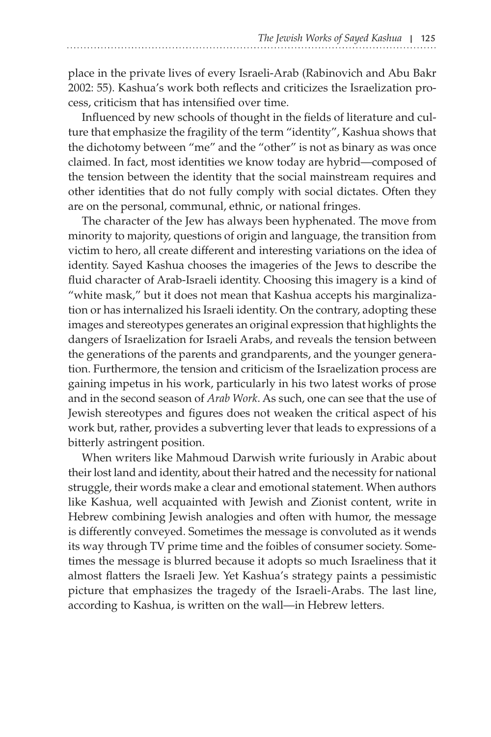place in the private lives of every Israeli-Arab (Rabinovich and Abu Bakr 2002: 55). Kashua's work both reflects and criticizes the Israelization process, criticism that has intensified over time.

Influenced by new schools of thought in the fields of literature and culture that emphasize the fragility of the term "identity", Kashua shows that the dichotomy between "me" and the "other" is not as binary as was once claimed. In fact, most identities we know today are hybrid—composed of the tension between the identity that the social mainstream requires and other identities that do not fully comply with social dictates. Often they are on the personal, communal, ethnic, or national fringes.

The character of the Jew has always been hyphenated. The move from minority to majority, questions of origin and language, the transition from victim to hero, all create different and interesting variations on the idea of identity. Sayed Kashua chooses the imageries of the Jews to describe the fluid character of Arab-Israeli identity. Choosing this imagery is a kind of "white mask," but it does not mean that Kashua accepts his marginalization or has internalized his Israeli identity. On the contrary, adopting these images and stereotypes generates an original expression that highlights the dangers of Israelization for Israeli Arabs, and reveals the tension between the generations of the parents and grandparents, and the younger generation. Furthermore, the tension and criticism of the Israelization process are gaining impetus in his work, particularly in his two latest works of prose and in the second season of *Arab Work*. As such, one can see that the use of Jewish stereotypes and figures does not weaken the critical aspect of his work but, rather, provides a subverting lever that leads to expressions of a bitterly astringent position.

When writers like Mahmoud Darwish write furiously in Arabic about their lost land and identity, about their hatred and the necessity for national struggle, their words make a clear and emotional statement. When authors like Kashua, well acquainted with Jewish and Zionist content, write in Hebrew combining Jewish analogies and often with humor, the message is differently conveyed. Sometimes the message is convoluted as it wends its way through TV prime time and the foibles of consumer society. Sometimes the message is blurred because it adopts so much Israeliness that it almost flatters the Israeli Jew. Yet Kashua's strategy paints a pessimistic picture that emphasizes the tragedy of the Israeli-Arabs. The last line, according to Kashua, is written on the wall—in Hebrew letters.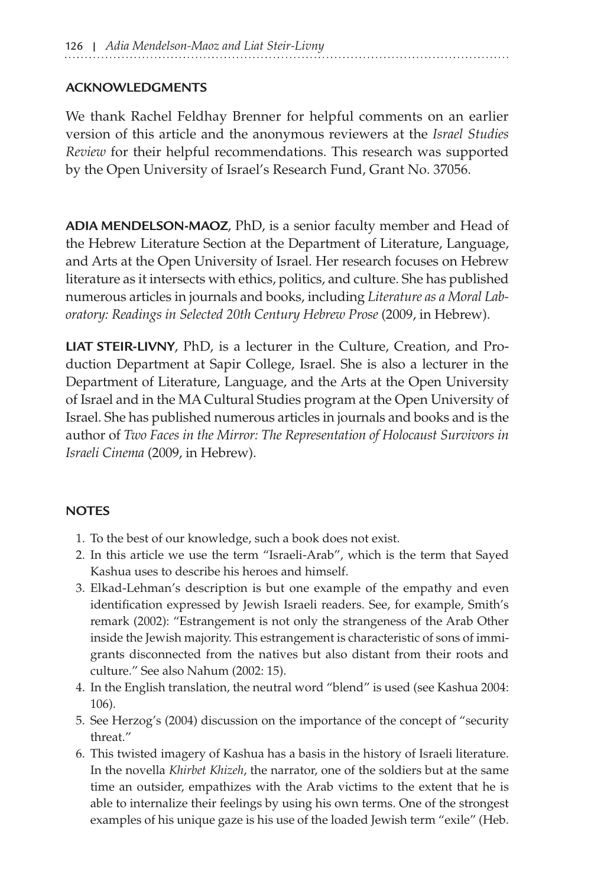## ACKNOWLEDGMENTS

We thank Rachel Feldhay Brenner for helpful comments on an earlier version of this article and the anonymous reviewers at the *Israel Studies Review* for their helpful recommendations. This research was supported by the Open University of Israel's Research Fund, Grant No. 37056.

**ADIA MENDELSON-MAOZ**, PhD, is a senior faculty member and Head of the Hebrew Literature Section at the Department of Literature, Language, and Arts at the Open University of Israel. Her research focuses on Hebrew literature as it intersects with ethics, politics, and culture. She has published numerous articles in journals and books, including *Literature as a Moral Laboratory: Readings in Selected 20th Century Hebrew Prose* (2009, in Hebrew).

**LIAT STEIR-LIVNY**, PhD, is a lecturer in the Culture, Creation, and Production Department at Sapir College, Israel. She is also a lecturer in the Department of Literature, Language, and the Arts at the Open University of Israel and in the MA Cultural Studies program at the Open University of Israel. She has published numerous articles in journals and books and is the author of *Two Faces in the Mirror: The Representation of Holocaust Survivors in Israeli Cinema* (2009, in Hebrew).

## NOTES

1. To the best of our knowledge, such a book does not exist.
2. In this article we use the term "Israeli-Arab", which is the term that Sayed Kashua uses to describe his heroes and himself.
3. Elkad-Lehman's description is but one example of the empathy and even identification expressed by Jewish Israeli readers. See, for example, Smith's remark (2002): "Estrangement is not only the strangeness of the Arab Other inside the Jewish majority. This estrangement is characteristic of sons of immigrants disconnected from the natives but also distant from their roots and culture." See also Nahum (2002: 15).
4. In the English translation, the neutral word "blend" is used (see Kashua 2004: 106).
5. See Herzog's (2004) discussion on the importance of the concept of "security threat."
6. This twisted imagery of Kashua has a basis in the history of Israeli literature. In the novella *Khirbet Khizeh*, the narrator, one of the soldiers but at the same time an outsider, empathizes with the Arab victims to the extent that he is able to internalize their feelings by using his own terms. One of the strongest examples of his unique gaze is his use of the loaded Jewish term "exile" (Heb.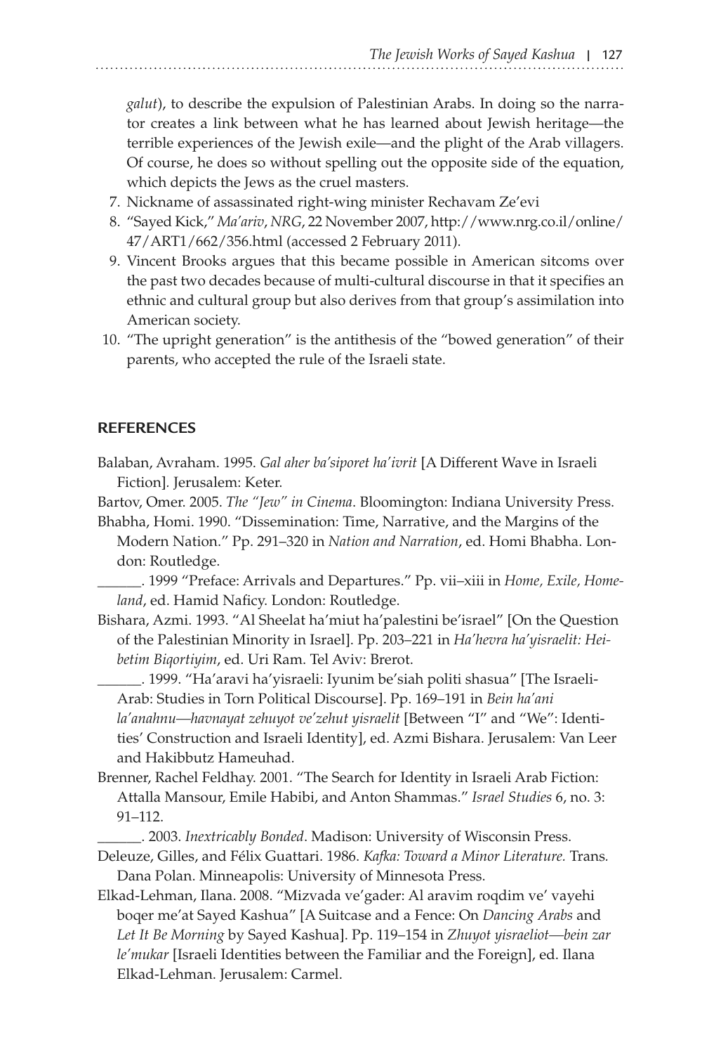galut), to describe the expulsion of Palestinian Arabs. In doing so the narrator creates a link between what he has learned about Jewish heritage—the terrible experiences of the Jewish exile—and the plight of the Arab villagers. Of course, he does so without spelling out the opposite side of the equation, which depicts the Jews as the cruel masters.

7. Nickname of assassinated right-wing minister Rechavam Ze'evi
8. "Sayed Kick," *Ma'ariv*, *NRG*, 22 November 2007, http://www.nrg.co.il/online/47/ART1/662/356.html (accessed 2 February 2011).
9. Vincent Brooks argues that this became possible in American sitcoms over the past two decades because of multi-cultural discourse in that it specifies an ethnic and cultural group but also derives from that group's assimilation into American society.
10. "The upright generation" is the antithesis of the "bowed generation" of their parents, who accepted the rule of the Israeli state.

## REFERENCES

Balaban, Avraham. 1995. *Gal aher ba'siporet ha'ivrit* [A Different Wave in Israeli Fiction]. Jerusalem: Keter.

Bartov, Omer. 2005. *The "Jew" in Cinema*. Bloomington: Indiana University Press.

Bhabha, Homi. 1990. "Dissemination: Time, Narrative, and the Margins of the Modern Nation." Pp. 291–320 in *Nation and Narration*, ed. Homi Bhabha. London: Routledge.

______. 1999 "Preface: Arrivals and Departures." Pp. vii–xiii in *Home, Exile, Homeland*, ed. Hamid Naficy. London: Routledge.

Bishara, Azmi. 1993. "Al Sheelat ha'miut ha'palestini be'israel" [On the Question of the Palestinian Minority in Israel]. Pp. 203–221 in *Ha'hevra ha'yisraelit: Heibetim Biqortiyim*, ed. Uri Ram. Tel Aviv: Brerot.

______. 1999. "Ha'aravi ha'yisraeli: Iyunim be'siah politi shasua" [The Israeli-Arab: Studies in Torn Political Discourse]. Pp. 169–191 in *Bein ha'ani la'anahnu—havnayat zehuyot ve'zehut yisraelit* [Between "I" and "We": Identities' Construction and Israeli Identity], ed. Azmi Bishara. Jerusalem: Van Leer and Hakibbutz Hameuhad.

Brenner, Rachel Feldhay. 2001. "The Search for Identity in Israeli Arab Fiction: Attalla Mansour, Emile Habibi, and Anton Shammas." *Israel Studies* 6, no. 3: 91–112.

______. 2003. *Inextricably Bonded*. Madison: University of Wisconsin Press.

Deleuze, Gilles, and Félix Guattari. 1986. *Kafka: Toward a Minor Literature.* Trans. Dana Polan. Minneapolis: University of Minnesota Press.

Elkad-Lehman, Ilana. 2008. "Mizvada ve'gader: Al aravim roqdim ve' vayehi boqer me'at Sayed Kashua" [A Suitcase and a Fence: On *Dancing Arabs* and *Let It Be Morning* by Sayed Kashua]. Pp. 119–154 in *Zhuyot yisraeliot—bein zar le'mukar* [Israeli Identities between the Familiar and the Foreign], ed. Ilana Elkad-Lehman. Jerusalem: Carmel.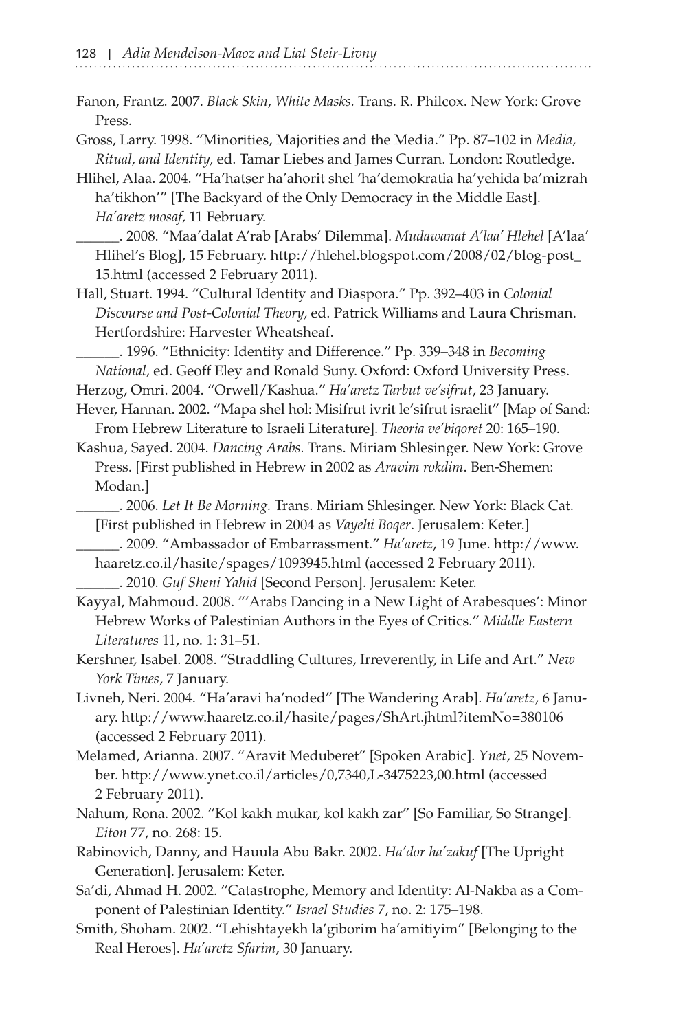Fanon, Frantz. 2007. *Black Skin, White Masks*. Trans. R. Philcox. New York: Grove Press.

Gross, Larry. 1998. "Minorities, Majorities and the Media." Pp. 87–102 in *Media, Ritual, and Identity*, ed. Tamar Liebes and James Curran. London: Routledge.

Hlihel, Alaa. 2004. "Ha'hatser ha'ahorit shel 'ha'demokratia ha'yehida ba'mizrah ha'tikhon'" [The Backyard of the Only Democracy in the Middle East]. *Ha'aretz mosaf*, 11 February.

______. 2008. "Maa'dalat A'rab [Arabs' Dilemma]. *Mudawanat A'laa' Hlehel* [A'laa' Hlihel's Blog], 15 February. http://hlehel.blogspot.com/2008/02/blog-post_15.html (accessed 2 February 2011).

Hall, Stuart. 1994. "Cultural Identity and Diaspora." Pp. 392–403 in *Colonial Discourse and Post-Colonial Theory*, ed. Patrick Williams and Laura Chrisman. Hertfordshire: Harvester Wheatsheaf.

______. 1996. "Ethnicity: Identity and Difference." Pp. 339–348 in *Becoming National*, ed. Geoff Eley and Ronald Suny. Oxford: Oxford University Press.

Herzog, Omri. 2004. "Orwell/Kashua." *Ha'aretz Tarbut ve'sifrut*, 23 January.

Hever, Hannan. 2002. "Mapa shel hol: Misifrut ivrit le'sifrut israelit" [Map of Sand: From Hebrew Literature to Israeli Literature]. *Theoria ve'biqoret* 20: 165–190.

Kashua, Sayed. 2004. *Dancing Arabs*. Trans. Miriam Shlesinger. New York: Grove Press. [First published in Hebrew in 2002 as *Aravim rokdim*. Ben-Shemen: Modan.]

______. 2006. *Let It Be Morning*. Trans. Miriam Shlesinger. New York: Black Cat. [First published in Hebrew in 2004 as *Vayehi Boqer*. Jerusalem: Keter.]

______. 2009. "Ambassador of Embarrassment." *Ha'aretz*, 19 June. http://www.haaretz.co.il/hasite/spages/1093945.html (accessed 2 February 2011).

______. 2010. *Guf Sheni Yahid* [Second Person]. Jerusalem: Keter.

Kayyal, Mahmoud. 2008. "'Arabs Dancing in a New Light of Arabesques': Minor Hebrew Works of Palestinian Authors in the Eyes of Critics." *Middle Eastern Literatures* 11, no. 1: 31–51.

Kershner, Isabel. 2008. "Straddling Cultures, Irreverently, in Life and Art." *New York Times*, 7 January.

Livneh, Neri. 2004. "Ha'aravi ha'noded" [The Wandering Arab]. *Ha'aretz*, 6 January. http://www.haaretz.co.il/hasite/pages/ShArt.jhtml?itemNo=380106 (accessed 2 February 2011).

Melamed, Arianna. 2007. "Aravit Meduberet" [Spoken Arabic]. *Ynet*, 25 November. http://www.ynet.co.il/articles/0,7340,L-3475223,00.html (accessed 2 February 2011).

Nahum, Rona. 2002. "Kol kakh mukar, kol kakh zar" [So Familiar, So Strange]. *Eiton* 77, no. 268: 15.

Rabinovich, Danny, and Hauula Abu Bakr. 2002. *Ha'dor ha'zakuf* [The Upright Generation]. Jerusalem: Keter.

Sa'di, Ahmad H. 2002. "Catastrophe, Memory and Identity: Al-Nakba as a Component of Palestinian Identity." *Israel Studies* 7, no. 2: 175–198.

Smith, Shoham. 2002. "Lehishtayekh la'giborim ha'amitiyim" [Belonging to the Real Heroes]. *Ha'aretz Sfarim*, 30 January.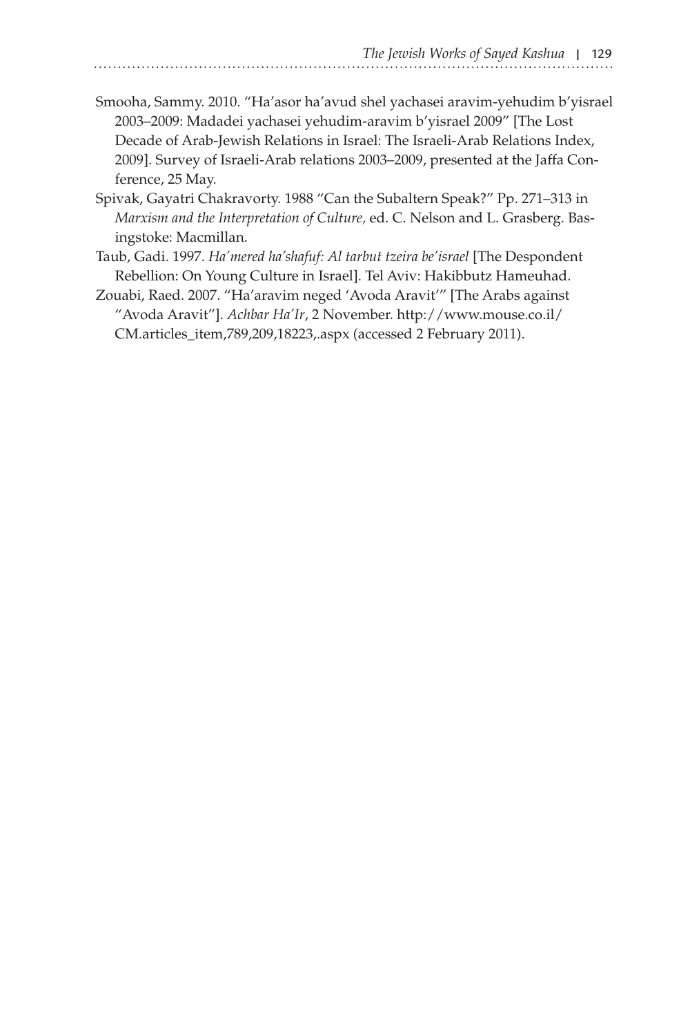Smooha, Sammy. 2010. "Ha'asor ha'avud shel yachasei aravim-yehudim b'yisrael 2003–2009: Madadei yachasei yehudim-aravim b'yisrael 2009" [The Lost Decade of Arab-Jewish Relations in Israel: The Israeli-Arab Relations Index, 2009]. Survey of Israeli-Arab relations 2003–2009, presented at the Jaffa Conference, 25 May.

Spivak, Gayatri Chakravorty. 1988 "Can the Subaltern Speak?" Pp. 271–313 in *Marxism and the Interpretation of Culture,* ed. C. Nelson and L. Grasberg. Basingstoke: Macmillan.

Taub, Gadi. 1997. *Ha'mered ha'shafuf: Al tarbut tzeira be'israel* [The Despondent Rebellion: On Young Culture in Israel]. Tel Aviv: Hakibbutz Hameuhad.

Zouabi, Raed. 2007. "Ha'aravim neged 'Avoda Aravit'" [The Arabs against "Avoda Aravit"]. *Achbar Ha'Ir*, 2 November. http://www.mouse.co.il/CM.articles_item,789,209,18223,.aspx (accessed 2 February 2011).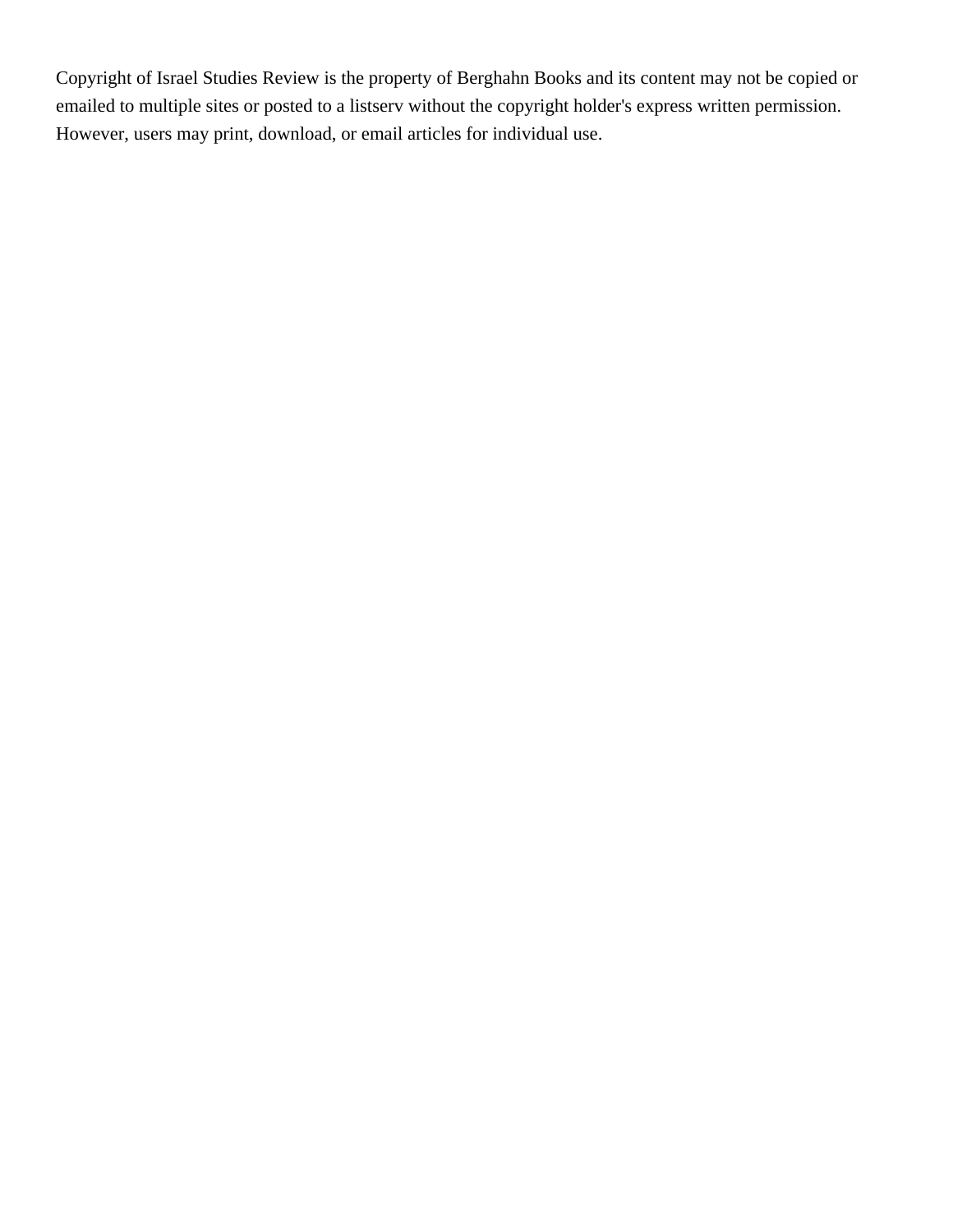Copyright of Israel Studies Review is the property of Berghahn Books and its content may not be copied or emailed to multiple sites or posted to a listserv without the copyright holder's express written permission. However, users may print, download, or email articles for individual use.